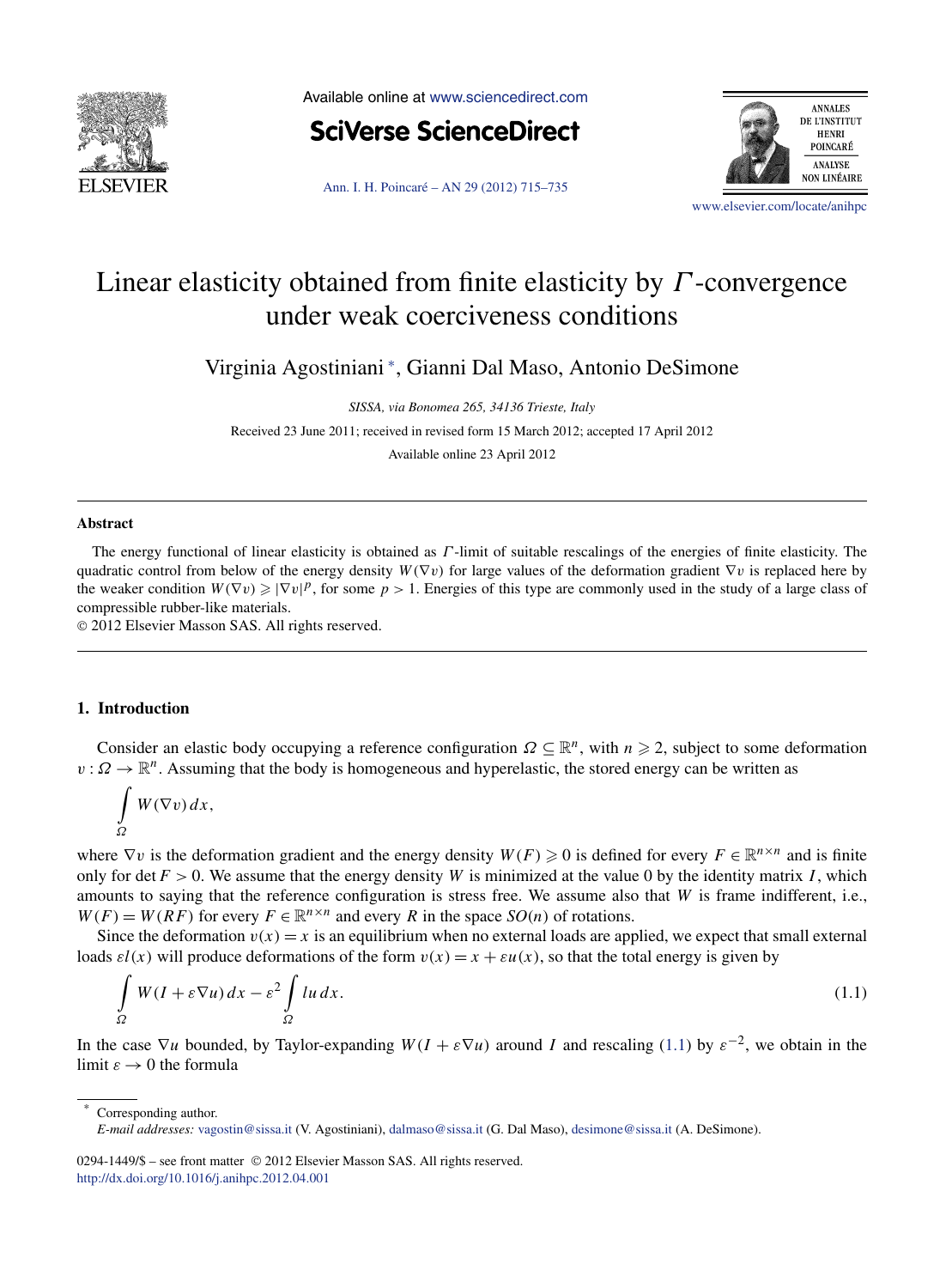# Linear elasticity obtained from finite elasticity by $\Gamma$-convergence under weak coerciveness conditions

Virginia Agostiniani *, Gianni Dal Maso, Antonio DeSimone

*SISSA, via Bonomea 265, 34136 Trieste, Italy*

Received 23 June 2011; received in revised form 15 March 2012; accepted 17 April 2012

Available online 23 April 2012

---

## Abstract

The energy functional of linear elasticity is obtained as $\Gamma$-limit of suitable rescalings of the energies of finite elasticity. The quadratic control from below of the energy density $W(\nabla v)$ for large values of the deformation gradient $\nabla v$ is replaced here by the weaker condition $W(\nabla v) \geqslant |\nabla v|^p$, for some $p > 1$. Energies of this type are commonly used in the study of a large class of compressible rubber-like materials.

© 2012 Elsevier Masson SAS. All rights reserved.

---

## 1. Introduction

Consider an elastic body occupying a reference configuration $\Omega \subseteq \mathbb{R}^n$, with $n \geqslant 2$, subject to some deformation $v : \Omega \to \mathbb{R}^n$. Assuming that the body is homogeneous and hyperelastic, the stored energy can be written as

$$\int_\Omega W(\nabla v)\,dx,$$

where $\nabla v$ is the deformation gradient and the energy density $W(F) \geqslant 0$ is defined for every $F \in \mathbb{R}^{n\times n}$ and is finite only for $\det F > 0$. We assume that the energy density $W$ is minimized at the value 0 by the identity matrix $I$, which amounts to saying that the reference configuration is stress free. We assume also that $W$ is frame indifferent, i.e., $W(F) = W(RF)$ for every $F \in \mathbb{R}^{n\times n}$ and every $R$ in the space $SO(n)$ of rotations.

Since the deformation $v(x) = x$ is an equilibrium when no external loads are applied, we expect that small external loads $\varepsilon l(x)$ will produce deformations of the form $v(x) = x + \varepsilon u(x)$, so that the total energy is given by

$$\int_\Omega W(I + \varepsilon\nabla u)\,dx - \varepsilon^2 \int_\Omega lu\,dx. \tag{1.1}$$

In the case $\nabla u$ bounded, by Taylor-expanding $W(I + \varepsilon\nabla u)$ around $I$ and rescaling (1.1) by $\varepsilon^{-2}$, we obtain in the limit $\varepsilon \to 0$ the formula

---

* Corresponding author.
*E-mail addresses:* vagostin@sissa.it (V. Agostiniani), dalmaso@sissa.it (G. Dal Maso), desimone@sissa.it (A. DeSimone).

0294-1449/$ – see front matter © 2012 Elsevier Masson SAS. All rights reserved.
http://dx.doi.org/10.1016/j.anihpc.2012.04.001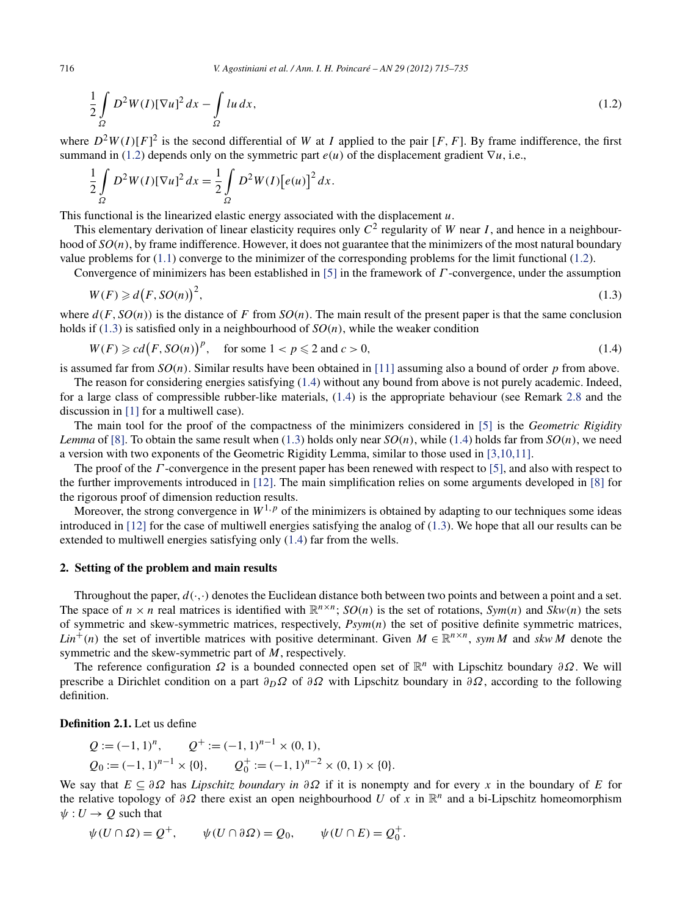$$\frac{1}{2}\int_{\Omega} D^2W(I)[\nabla u]^2\,dx - \int_{\Omega} lu\,dx, \tag{1.2}$$

where $D^2W(I)[F]^2$ is the second differential of $W$ at $I$ applied to the pair $[F,F]$. By frame indifference, the first summand in (1.2) depends only on the symmetric part $e(u)$ of the displacement gradient $\nabla u$, i.e.,

$$\frac{1}{2}\int_{\Omega} D^2W(I)[\nabla u]^2\,dx = \frac{1}{2}\int_{\Omega} D^2W(I)\big[e(u)\big]^2\,dx.$$

This functional is the linearized elastic energy associated with the displacement $u$.

This elementary derivation of linear elasticity requires only $C^2$ regularity of $W$ near $I$, and hence in a neighbourhood of $SO(n)$, by frame indifference. However, it does not guarantee that the minimizers of the most natural boundary value problems for (1.1) converge to the minimizer of the corresponding problems for the limit functional (1.2).

Convergence of minimizers has been established in [5] in the framework of $\Gamma$-convergence, under the assumption

$$W(F) \geqslant d\big(F, SO(n)\big)^2, \tag{1.3}$$

where $d(F, SO(n))$ is the distance of $F$ from $SO(n)$. The main result of the present paper is that the same conclusion holds if (1.3) is satisfied only in a neighbourhood of $SO(n)$, while the weaker condition

$$W(F) \geqslant cd\big(F, SO(n)\big)^p, \quad \text{for some } 1 < p \leqslant 2 \text{ and } c > 0, \tag{1.4}$$

is assumed far from $SO(n)$. Similar results have been obtained in [11] assuming also a bound of order $p$ from above.

The reason for considering energies satisfying (1.4) without any bound from above is not purely academic. Indeed, for a large class of compressible rubber-like materials, (1.4) is the appropriate behaviour (see Remark 2.8 and the discussion in [1] for a multiwell case).

The main tool for the proof of the compactness of the minimizers considered in [5] is the *Geometric Rigidity Lemma* of [8]. To obtain the same result when (1.3) holds only near $SO(n)$, while (1.4) holds far from $SO(n)$, we need a version with two exponents of the Geometric Rigidity Lemma, similar to those used in [3,10,11].

The proof of the $\Gamma$-convergence in the present paper has been renewed with respect to [5], and also with respect to the further improvements introduced in [12]. The main simplification relies on some arguments developed in [8] for the rigorous proof of dimension reduction results.

Moreover, the strong convergence in $W^{1,p}$ of the minimizers is obtained by adapting to our techniques some ideas introduced in [12] for the case of multiwell energies satisfying the analog of (1.3). We hope that all our results can be extended to multiwell energies satisfying only (1.4) far from the wells.

## 2. Setting of the problem and main results

Throughout the paper, $d(\cdot,\cdot)$ denotes the Euclidean distance both between two points and between a point and a set. The space of $n \times n$ real matrices is identified with $\mathbb{R}^{n\times n}$; $SO(n)$ is the set of rotations, $Sym(n)$ and $Skw(n)$ the sets of symmetric and skew-symmetric matrices, respectively, $Psym(n)$ the set of positive definite symmetric matrices, $Lin^+(n)$ the set of invertible matrices with positive determinant. Given $M \in \mathbb{R}^{n\times n}$, $sym\,M$ and $skw\,M$ denote the symmetric and the skew-symmetric part of $M$, respectively.

The reference configuration $\Omega$ is a bounded connected open set of $\mathbb{R}^n$ with Lipschitz boundary $\partial\Omega$. We will prescribe a Dirichlet condition on a part $\partial_D\Omega$ of $\partial\Omega$ with Lipschitz boundary in $\partial\Omega$, according to the following definition.

**Definition 2.1.** Let us define

$$Q := (-1,1)^n, \qquad Q^+ := (-1,1)^{n-1} \times (0,1),$$
$$Q_0 := (-1,1)^{n-1} \times \{0\}, \qquad Q_0^+ := (-1,1)^{n-2} \times (0,1) \times \{0\}.$$

We say that $E \subseteq \partial\Omega$ has *Lipschitz boundary in* $\partial\Omega$ if it is nonempty and for every $x$ in the boundary of $E$ for the relative topology of $\partial\Omega$ there exist an open neighbourhood $U$ of $x$ in $\mathbb{R}^n$ and a bi-Lipschitz homeomorphism $\psi : U \to Q$ such that

$$\psi(U \cap \Omega) = Q^+, \qquad \psi(U \cap \partial\Omega) = Q_0, \qquad \psi(U \cap E) = Q_0^+.$$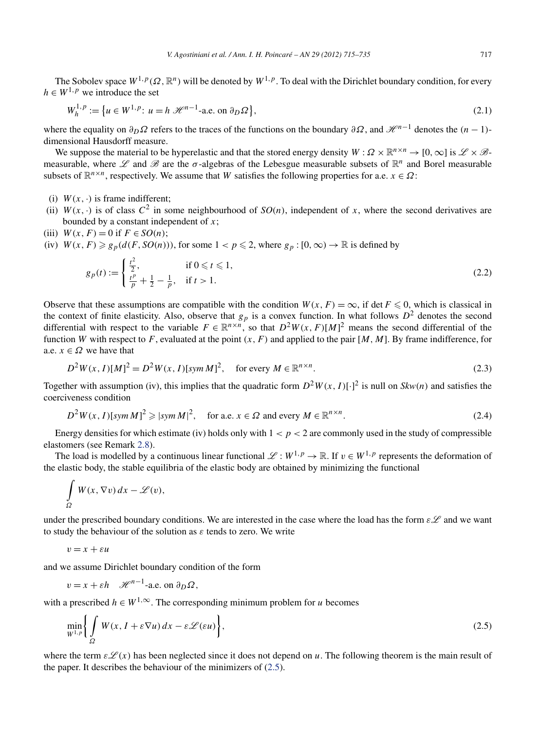The Sobolev space $W^{1,p}(\Omega, \mathbb{R}^n)$ will be denoted by $W^{1,p}$. To deal with the Dirichlet boundary condition, for every $h \in W^{1,p}$ we introduce the set

$$W_h^{1,p} := \{u \in W^{1,p}: \ u = h \ \mathscr{H}^{n-1}\text{-a.e. on } \partial_D \Omega\}, \tag{2.1}$$

where the equality on $\partial_D \Omega$ refers to the traces of the functions on the boundary $\partial \Omega$, and $\mathscr{H}^{n-1}$ denotes the $(n-1)$-dimensional Hausdorff measure.

We suppose the material to be hyperelastic and that the stored energy density $W : \Omega \times \mathbb{R}^{n \times n} \to [0, \infty]$ is $\mathscr{L} \times \mathscr{B}$-measurable, where $\mathscr{L}$ and $\mathscr{B}$ are the $\sigma$-algebras of the Lebesgue measurable subsets of $\mathbb{R}^n$ and Borel measurable subsets of $\mathbb{R}^{n \times n}$, respectively. We assume that $W$ satisfies the following properties for a.e. $x \in \Omega$:

- (i) $W(x, \cdot)$ is frame indifferent;
- (ii) $W(x, \cdot)$ is of class $C^2$ in some neighbourhood of $SO(n)$, independent of $x$, where the second derivatives are bounded by a constant independent of $x$;
- (iii) $W(x, F) = 0$ if $F \in SO(n)$;
- (iv) $W(x, F) \geqslant g_p(d(F, SO(n)))$, for some $1 < p \leqslant 2$, where $g_p : [0, \infty) \to \mathbb{R}$ is defined by

$$g_p(t) := \begin{cases} \frac{t^2}{2}, & \text{if } 0 \leqslant t \leqslant 1, \\ \frac{t^p}{p} + \frac{1}{2} - \frac{1}{p}, & \text{if } t > 1. \end{cases} \tag{2.2}$$

Observe that these assumptions are compatible with the condition $W(x, F) = \infty$, if $\det F \leqslant 0$, which is classical in the context of finite elasticity. Also, observe that $g_p$ is a convex function. In what follows $D^2$ denotes the second differential with respect to the variable $F \in \mathbb{R}^{n \times n}$, so that $D^2 W(x, F)[M]^2$ means the second differential of the function $W$ with respect to $F$, evaluated at the point $(x, F)$ and applied to the pair $[M, M]$. By frame indifference, for a.e. $x \in \Omega$ we have that

$$D^2 W(x, I)[M]^2 = D^2 W(x, I)[\operatorname{sym} M]^2, \quad \text{for every } M \in \mathbb{R}^{n \times n}. \tag{2.3}$$

Together with assumption (iv), this implies that the quadratic form $D^2 W(x, I)[\cdot]^2$ is null on $Skw(n)$ and satisfies the coerciveness condition

$$D^2 W(x, I)[\operatorname{sym} M]^2 \geqslant |\operatorname{sym} M|^2, \quad \text{for a.e. } x \in \Omega \text{ and every } M \in \mathbb{R}^{n \times n}. \tag{2.4}$$

Energy densities for which estimate (iv) holds only with $1 < p < 2$ are commonly used in the study of compressible elastomers (see Remark 2.8).

The load is modelled by a continuous linear functional $\mathscr{L} : W^{1,p} \to \mathbb{R}$. If $v \in W^{1,p}$ represents the deformation of the elastic body, the stable equilibria of the elastic body are obtained by minimizing the functional

$$\int_\Omega W(x, \nabla v)\, dx - \mathscr{L}(v),$$

under the prescribed boundary conditions. We are interested in the case where the load has the form $\varepsilon \mathscr{L}$ and we want to study the behaviour of the solution as $\varepsilon$ tends to zero. We write

$$v = x + \varepsilon u$$

and we assume Dirichlet boundary condition of the form

$$v = x + \varepsilon h \quad \mathscr{H}^{n-1}\text{-a.e. on } \partial_D \Omega,$$

with a prescribed $h \in W^{1,\infty}$. The corresponding minimum problem for $u$ becomes

$$\min_{W^{1,p}} \left\{ \int_\Omega W(x, I + \varepsilon \nabla u)\, dx - \varepsilon \mathscr{L}(\varepsilon u) \right\}, \tag{2.5}$$

where the term $\varepsilon \mathscr{L}(x)$ has been neglected since it does not depend on $u$. The following theorem is the main result of the paper. It describes the behaviour of the minimizers of (2.5).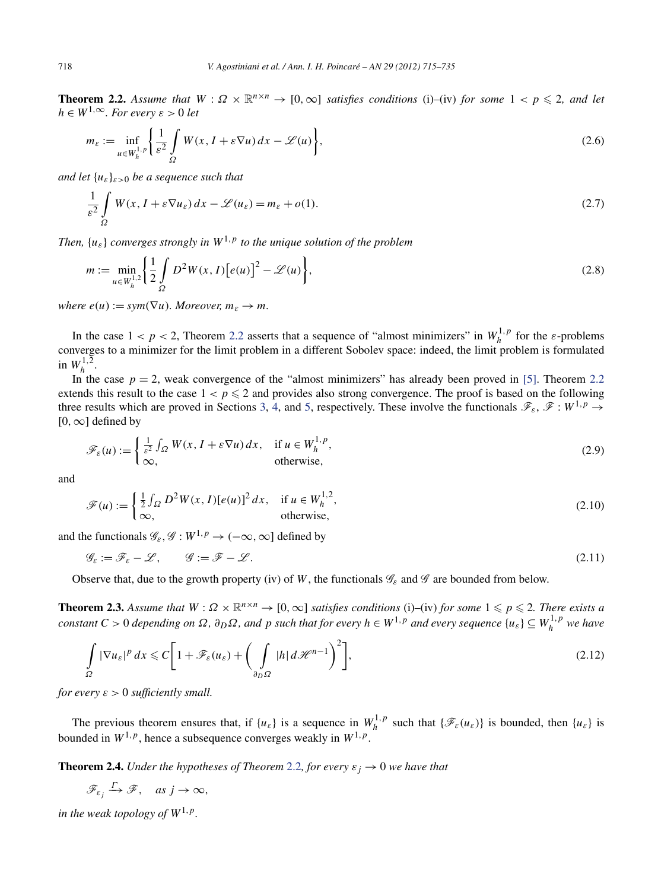**Theorem 2.2.** *Assume that $W : \Omega \times \mathbb{R}^{n\times n} \to [0,\infty]$ satisfies conditions* (i)–(iv) *for some $1 < p \leqslant 2$, and let $h \in W^{1,\infty}$. For every $\varepsilon > 0$ let*

$$m_\varepsilon := \inf_{u \in W_h^{1,p}} \left\{ \frac{1}{\varepsilon^2} \int_\Omega W(x, I + \varepsilon \nabla u)\, dx - \mathscr{L}(u) \right\}, \tag{2.6}$$

*and let $\{u_\varepsilon\}_{\varepsilon>0}$ be a sequence such that*

$$\frac{1}{\varepsilon^2} \int_\Omega W(x, I + \varepsilon \nabla u_\varepsilon)\, dx - \mathscr{L}(u_\varepsilon) = m_\varepsilon + o(1). \tag{2.7}$$

*Then, $\{u_\varepsilon\}$ converges strongly in $W^{1,p}$ to the unique solution of the problem*

$$m := \min_{u \in W_h^{1,2}} \left\{ \frac{1}{2} \int_\Omega D^2 W(x, I)\big[e(u)\big]^2 - \mathscr{L}(u) \right\}, \tag{2.8}$$

*where $e(u) := sym(\nabla u)$. Moreover, $m_\varepsilon \to m$.*

In the case $1 < p < 2$, Theorem 2.2 asserts that a sequence of "almost minimizers" in $W_h^{1,p}$ for the $\varepsilon$-problems converges to a minimizer for the limit problem in a different Sobolev space: indeed, the limit problem is formulated in $W_h^{1,2}$.

In the case $p = 2$, weak convergence of the "almost minimizers" has already been proved in [5]. Theorem 2.2 extends this result to the case $1 < p \leqslant 2$ and provides also strong convergence. The proof is based on the following three results which are proved in Sections 3, 4, and 5, respectively. These involve the functionals $\mathscr{F}_\varepsilon, \mathscr{F} : W^{1,p} \to [0,\infty]$ defined by

$$\mathscr{F}_\varepsilon(u) := \begin{cases} \frac{1}{\varepsilon^2} \int_\Omega W(x, I + \varepsilon \nabla u)\, dx, & \text{if } u \in W_h^{1,p}, \\ \infty, & \text{otherwise,} \end{cases} \tag{2.9}$$

and

$$\mathscr{F}(u) := \begin{cases} \frac{1}{2} \int_\Omega D^2 W(x, I)[e(u)]^2\, dx, & \text{if } u \in W_h^{1,2}, \\ \infty, & \text{otherwise,} \end{cases} \tag{2.10}$$

and the functionals $\mathscr{G}_\varepsilon, \mathscr{G} : W^{1,p} \to (-\infty, \infty]$ defined by

$$\mathscr{G}_\varepsilon := \mathscr{F}_\varepsilon - \mathscr{L}, \qquad \mathscr{G} := \mathscr{F} - \mathscr{L}. \tag{2.11}$$

Observe that, due to the growth property (iv) of $W$, the functionals $\mathscr{G}_\varepsilon$ and $\mathscr{G}$ are bounded from below.

**Theorem 2.3.** *Assume that $W : \Omega \times \mathbb{R}^{n\times n} \to [0,\infty]$ satisfies conditions* (i)–(iv) *for some $1 \leqslant p \leqslant 2$. There exists a constant $C > 0$ depending on $\Omega$, $\partial_D \Omega$, and $p$ such that for every $h \in W^{1,p}$ and every sequence $\{u_\varepsilon\} \subseteq W_h^{1,p}$ we have*

$$\int_\Omega |\nabla u_\varepsilon|^p\, dx \leqslant C\left[1 + \mathscr{F}_\varepsilon(u_\varepsilon) + \left( \int_{\partial_D \Omega} |h|\, d\mathscr{H}^{n-1} \right)^2 \right], \tag{2.12}$$

*for every $\varepsilon > 0$ sufficiently small.*

The previous theorem ensures that, if $\{u_\varepsilon\}$ is a sequence in $W_h^{1,p}$ such that $\{\mathscr{F}_\varepsilon(u_\varepsilon)\}$ is bounded, then $\{u_\varepsilon\}$ is bounded in $W^{1,p}$, hence a subsequence converges weakly in $W^{1,p}$.

**Theorem 2.4.** *Under the hypotheses of Theorem 2.2, for every $\varepsilon_j \to 0$ we have that*

$$\mathscr{F}_{\varepsilon_j} \xrightarrow{\Gamma} \mathscr{F}, \quad \text{as } j \to \infty,$$

*in the weak topology of $W^{1,p}$.*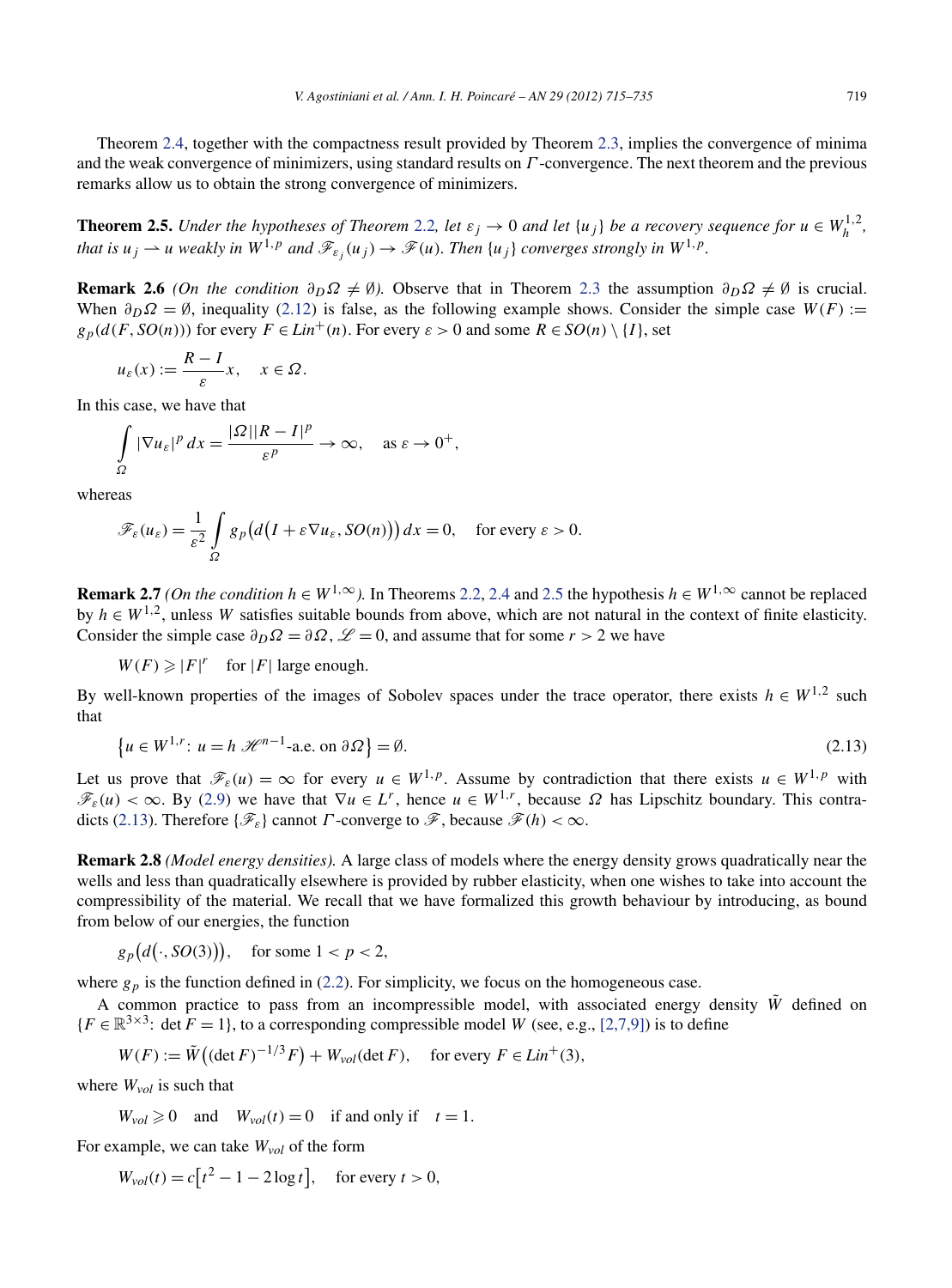Theorem 2.4, together with the compactness result provided by Theorem 2.3, implies the convergence of minima and the weak convergence of minimizers, using standard results on $\Gamma$-convergence. The next theorem and the previous remarks allow us to obtain the strong convergence of minimizers.

**Theorem 2.5.** *Under the hypotheses of Theorem 2.2, let $\varepsilon_j \to 0$ and let $\{u_j\}$ be a recovery sequence for $u \in W_h^{1,2}$, that is $u_j \rightharpoonup u$ weakly in $W^{1,p}$ and $\mathscr{F}_{\varepsilon_j}(u_j) \to \mathscr{F}(u)$. Then $\{u_j\}$ converges strongly in $W^{1,p}$.*

**Remark 2.6** *(On the condition $\partial_D \Omega \neq \emptyset$).* Observe that in Theorem 2.3 the assumption $\partial_D \Omega \neq \emptyset$ is crucial. When $\partial_D \Omega = \emptyset$, inequality (2.12) is false, as the following example shows. Consider the simple case $W(F) := g_p(d(F, SO(n)))$ for every $F \in Lin^+(n)$. For every $\varepsilon > 0$ and some $R \in SO(n) \setminus \{I\}$, set

$$u_\varepsilon(x) := \frac{R - I}{\varepsilon} x, \quad x \in \Omega.$$

In this case, we have that

$$\int_\Omega |\nabla u_\varepsilon|^p \, dx = \frac{|\Omega||R - I|^p}{\varepsilon^p} \to \infty, \quad \text{as } \varepsilon \to 0^+,$$

whereas

$$\mathscr{F}_\varepsilon(u_\varepsilon) = \frac{1}{\varepsilon^2} \int_\Omega g_p\big(d\big(I + \varepsilon \nabla u_\varepsilon, SO(n)\big)\big) \, dx = 0, \quad \text{for every } \varepsilon > 0.$$

**Remark 2.7** *(On the condition $h \in W^{1,\infty}$).* In Theorems 2.2, 2.4 and 2.5 the hypothesis $h \in W^{1,\infty}$ cannot be replaced by $h \in W^{1,2}$, unless $W$ satisfies suitable bounds from above, which are not natural in the context of finite elasticity. Consider the simple case $\partial_D \Omega = \partial \Omega$, $\mathscr{L} = 0$, and assume that for some $r > 2$ we have

$$W(F) \geqslant |F|^r \quad \text{for } |F| \text{ large enough.}$$

By well-known properties of the images of Sobolev spaces under the trace operator, there exists $h \in W^{1,2}$ such that

$$\big\{u \in W^{1,r}\colon\ u = h \ \mathscr{H}^{n-1}\text{-a.e. on } \partial\Omega\big\} = \emptyset. \tag{2.13}$$

Let us prove that $\mathscr{F}_\varepsilon(u) = \infty$ for every $u \in W^{1,p}$. Assume by contradiction that there exists $u \in W^{1,p}$ with $\mathscr{F}_\varepsilon(u) < \infty$. By (2.9) we have that $\nabla u \in L^r$, hence $u \in W^{1,r}$, because $\Omega$ has Lipschitz boundary. This contradicts (2.13). Therefore $\{\mathscr{F}_\varepsilon\}$ cannot $\Gamma$-converge to $\mathscr{F}$, because $\mathscr{F}(h) < \infty$.

**Remark 2.8** *(Model energy densities).* A large class of models where the energy density grows quadratically near the wells and less than quadratically elsewhere is provided by rubber elasticity, when one wishes to take into account the compressibility of the material. We recall that we have formalized this growth behaviour by introducing, as bound from below of our energies, the function

$$g_p\big(d\big(\cdot, SO(3)\big)\big), \quad \text{for some } 1 < p < 2,$$

where $g_p$ is the function defined in (2.2). For simplicity, we focus on the homogeneous case.

A common practice to pass from an incompressible model, with associated energy density $\tilde{W}$ defined on $\{F \in \mathbb{R}^{3\times 3}\colon \det F = 1\}$, to a corresponding compressible model $W$ (see, e.g., [2,7,9]) is to define

$$W(F) := \tilde{W}\big((\det F)^{-1/3} F\big) + W_{vol}(\det F), \quad \text{for every } F \in Lin^+(3),$$

where $W_{vol}$ is such that

$$W_{vol} \geqslant 0 \quad \text{and} \quad W_{vol}(t) = 0 \quad \text{if and only if} \quad t = 1.$$

For example, we can take $W_{vol}$ of the form

$$W_{vol}(t) = c\big[t^2 - 1 - 2\log t\big], \quad \text{for every } t > 0,$$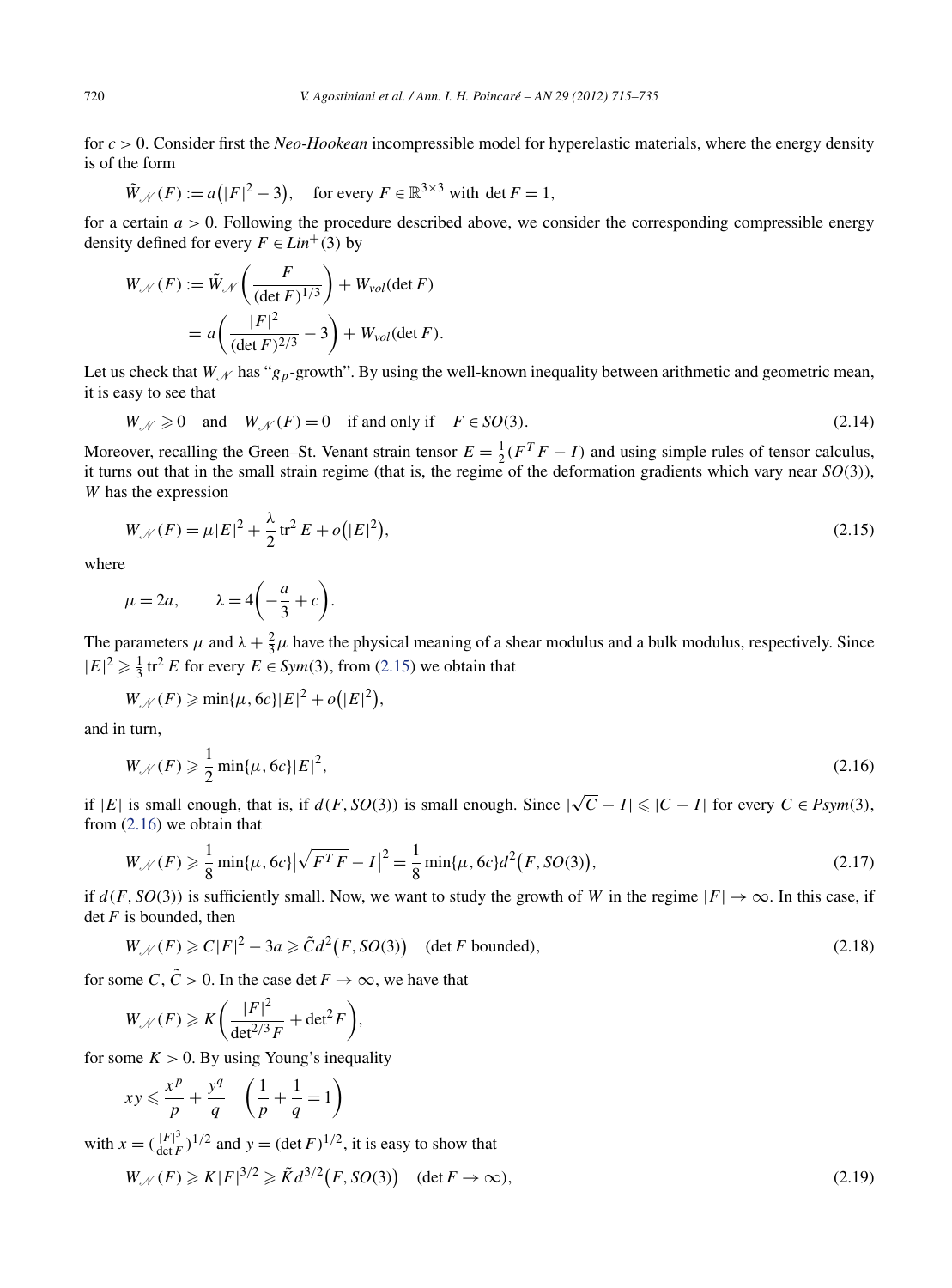for $c > 0$. Consider first the *Neo-Hookean* incompressible model for hyperelastic materials, where the energy density is of the form

$$\tilde{W}_{\mathcal{N}}(F) := a\big(|F|^2 - 3\big), \quad \text{for every } F \in \mathbb{R}^{3\times 3} \text{ with } \det F = 1,$$

for a certain $a > 0$. Following the procedure described above, we consider the corresponding compressible energy density defined for every $F \in Lin^+(3)$ by

$$\begin{aligned} W_{\mathcal{N}}(F) &:= \tilde{W}_{\mathcal{N}}\left(\frac{F}{(\det F)^{1/3}}\right) + W_{vol}(\det F) \\ &= a\left(\frac{|F|^2}{(\det F)^{2/3}} - 3\right) + W_{vol}(\det F). \end{aligned}$$

Let us check that $W_{\mathcal{N}}$ has "$g_p$-growth". By using the well-known inequality between arithmetic and geometric mean, it is easy to see that

$$W_{\mathcal{N}} \geqslant 0 \quad \text{and} \quad W_{\mathcal{N}}(F) = 0 \quad \text{if and only if} \quad F \in SO(3). \tag{2.14}$$

Moreover, recalling the Green–St. Venant strain tensor $E = \frac{1}{2}(F^T F - I)$ and using simple rules of tensor calculus, it turns out that in the small strain regime (that is, the regime of the deformation gradients which vary near $SO(3)$), $W$ has the expression

$$W_{\mathcal{N}}(F) = \mu|E|^2 + \frac{\lambda}{2}\operatorname{tr}^2 E + o\big(|E|^2\big), \tag{2.15}$$

where

$$\mu = 2a, \qquad \lambda = 4\left(-\frac{a}{3} + c\right).$$

The parameters $\mu$ and $\lambda + \frac{2}{3}\mu$ have the physical meaning of a shear modulus and a bulk modulus, respectively. Since $|E|^2 \geqslant \frac{1}{3}\operatorname{tr}^2 E$ for every $E \in Sym(3)$, from (2.15) we obtain that

$$W_{\mathcal{N}}(F) \geqslant \min\{\mu, 6c\}|E|^2 + o\big(|E|^2\big),$$

and in turn,

$$W_{\mathcal{N}}(F) \geqslant \frac{1}{2}\min\{\mu, 6c\}|E|^2, \tag{2.16}$$

if $|E|$ is small enough, that is, if $d(F, SO(3))$ is small enough. Since $|\sqrt{C} - I| \leqslant |C - I|$ for every $C \in Psym(3)$, from (2.16) we obtain that

$$W_{\mathcal{N}}(F) \geqslant \frac{1}{8}\min\{\mu, 6c\}\big|\sqrt{F^T F} - I\big|^2 = \frac{1}{8}\min\{\mu, 6c\}d^2\big(F, SO(3)\big), \tag{2.17}$$

if $d(F, SO(3))$ is sufficiently small. Now, we want to study the growth of $W$ in the regime $|F| \to \infty$. In this case, if $\det F$ is bounded, then

$$W_{\mathcal{N}}(F) \geqslant C|F|^2 - 3a \geqslant \tilde{C}d^2\big(F, SO(3)\big) \quad (\det F \text{ bounded}), \tag{2.18}$$

for some $C, \tilde{C} > 0$. In the case $\det F \to \infty$, we have that

$$W_{\mathcal{N}}(F) \geqslant K\left(\frac{|F|^2}{\det^{2/3} F} + \det^2 F\right),$$

for some $K > 0$. By using Young's inequality

$$xy \leqslant \frac{x^p}{p} + \frac{y^q}{q} \quad \left(\frac{1}{p} + \frac{1}{q} = 1\right)$$

with $x = (\frac{|F|^3}{\det F})^{1/2}$ and $y = (\det F)^{1/2}$, it is easy to show that

$$W_{\mathcal{N}}(F) \geqslant K|F|^{3/2} \geqslant \tilde{K}d^{3/2}\big(F, SO(3)\big) \quad (\det F \to \infty), \tag{2.19}$$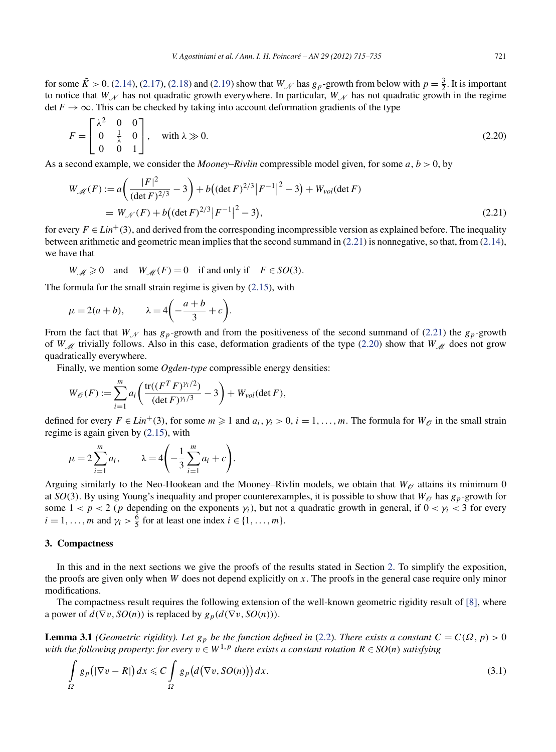for some $\tilde{K} > 0$. (2.14), (2.17), (2.18) and (2.19) show that $W_{\mathcal{N}}$ has $g_p$-growth from below with $p = \frac{3}{2}$. It is important to notice that $W_{\mathcal{N}}$ has not quadratic growth everywhere. In particular, $W_{\mathcal{N}}$ has not quadratic growth in the regime $\det F \to \infty$. This can be checked by taking into account deformation gradients of the type

$$F = \begin{bmatrix} \lambda^2 & 0 & 0 \\ 0 & \frac{1}{\lambda} & 0 \\ 0 & 0 & 1 \end{bmatrix}, \quad \text{with } \lambda \gg 0. \tag{2.20}$$

As a second example, we consider the *Mooney–Rivlin* compressible model given, for some $a, b > 0$, by

$$\begin{aligned} W_{\mathcal{M}}(F) &:= a\left(\frac{|F|^2}{(\det F)^{2/3}} - 3\right) + b\left((\det F)^{2/3}\left|F^{-1}\right|^2 - 3\right) + W_{vol}(\det F) \\ &= W_{\mathcal{N}}(F) + b\left((\det F)^{2/3}\left|F^{-1}\right|^2 - 3\right), \end{aligned} \tag{2.21}$$

for every $F \in Lin^+(3)$, and derived from the corresponding incompressible version as explained before. The inequality between arithmetic and geometric mean implies that the second summand in (2.21) is nonnegative, so that, from (2.14), we have that

$$W_{\mathcal{M}} \geqslant 0 \quad \text{and} \quad W_{\mathcal{M}}(F) = 0 \quad \text{if and only if} \quad F \in SO(3).$$

The formula for the small strain regime is given by (2.15), with

$$\mu = 2(a+b), \qquad \lambda = 4\left(-\frac{a+b}{3} + c\right).$$

From the fact that $W_{\mathcal{N}}$ has $g_p$-growth and from the positiveness of the second summand of (2.21) the $g_p$-growth of $W_{\mathcal{M}}$ trivially follows. Also in this case, deformation gradients of the type (2.20) show that $W_{\mathcal{M}}$ does not grow quadratically everywhere.

Finally, we mention some *Ogden-type* compressible energy densities:

$$W_{\mathcal{O}}(F) := \sum_{i=1}^{m} a_i\left(\frac{\operatorname{tr}((F^T F)^{\gamma_i/2})}{(\det F)^{\gamma_i/3}} - 3\right) + W_{vol}(\det F),$$

defined for every $F \in Lin^+(3)$, for some $m \geqslant 1$ and $a_i, \gamma_i > 0$, $i = 1, \ldots, m$. The formula for $W_{\mathcal{O}}$ in the small strain regime is again given by (2.15), with

$$\mu = 2\sum_{i=1}^{m} a_i, \qquad \lambda = 4\left(-\frac{1}{3}\sum_{i=1}^{m} a_i + c\right).$$

Arguing similarly to the Neo-Hookean and the Mooney–Rivlin models, we obtain that $W_{\mathcal{O}}$ attains its minimum 0 at $SO(3)$. By using Young's inequality and proper counterexamples, it is possible to show that $W_{\mathcal{O}}$ has $g_p$-growth for some $1 < p < 2$ ($p$ depending on the exponents $\gamma_i$), but not a quadratic growth in general, if $0 < \gamma_i < 3$ for every $i = 1, \ldots, m$ and $\gamma_i > \frac{6}{5}$ for at least one index $i \in \{1, \ldots, m\}$.

## 3. Compactness

In this and in the next sections we give the proofs of the results stated in Section 2. To simplify the exposition, the proofs are given only when $W$ does not depend explicitly on $x$. The proofs in the general case require only minor modifications.

The compactness result requires the following extension of the well-known geometric rigidity result of [8], where a power of $d(\nabla v, SO(n))$ is replaced by $g_p(d(\nabla v, SO(n)))$.

**Lemma 3.1** *(Geometric rigidity). Let $g_p$ be the function defined in (2.2). There exists a constant $C = C(\Omega, p) > 0$ with the following property: for every $v \in W^{1,p}$ there exists a constant rotation $R \in SO(n)$ satisfying*

$$\int_{\Omega} g_p\left(|\nabla v - R|\right) dx \leqslant C \int_{\Omega} g_p\left(d\left(\nabla v, SO(n)\right)\right) dx. \tag{3.1}$$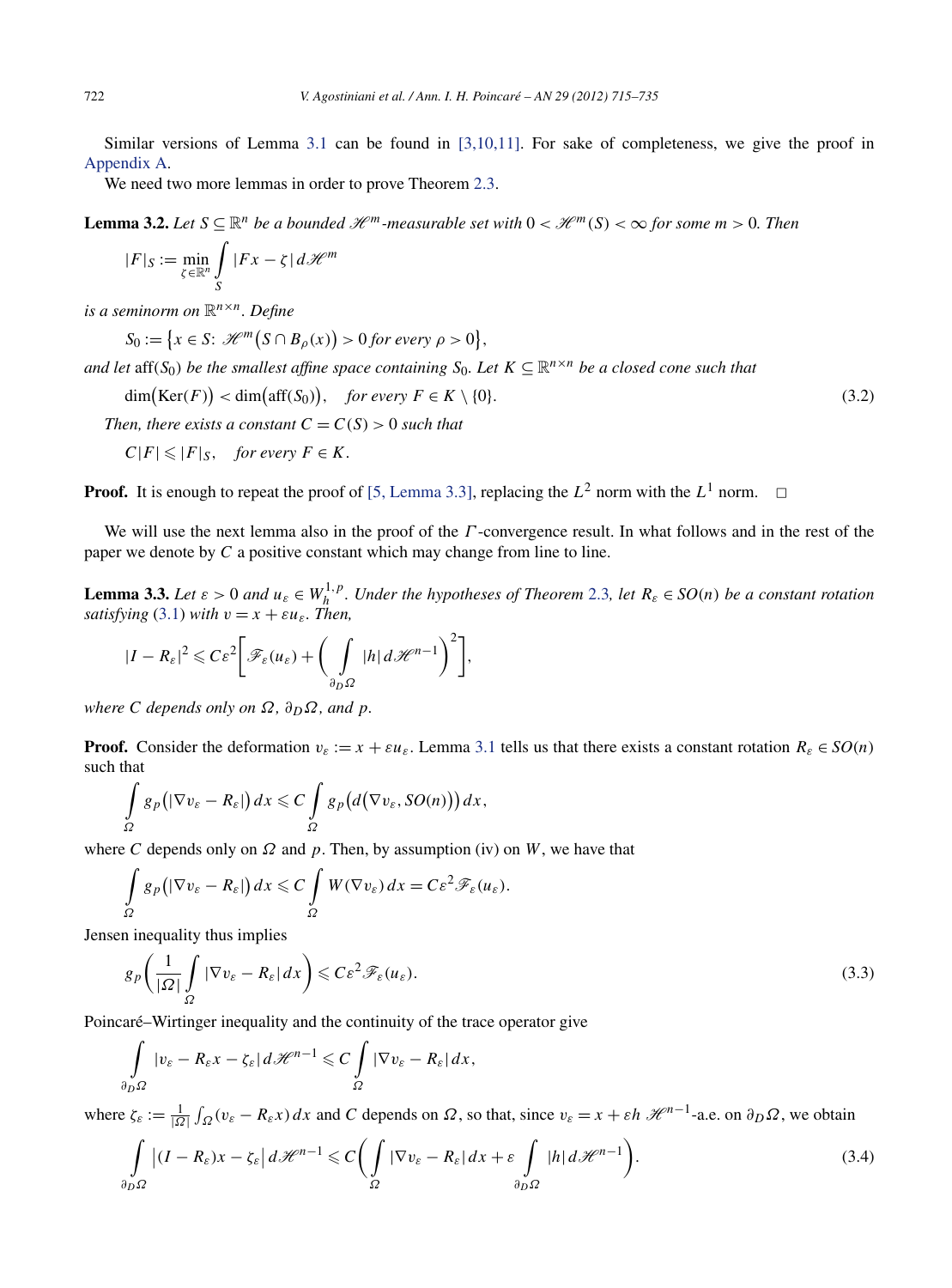Similar versions of Lemma 3.1 can be found in [3,10,11]. For sake of completeness, we give the proof in Appendix A.

We need two more lemmas in order to prove Theorem 2.3.

**Lemma 3.2.** *Let $S \subseteq \mathbb{R}^n$ be a bounded $\mathscr{H}^m$-measurable set with $0 < \mathscr{H}^m(S) < \infty$ for some $m > 0$. Then*

$$|F|_S := \min_{\zeta \in \mathbb{R}^n} \int_S |Fx - \zeta| \, d\mathscr{H}^m$$

*is a seminorm on $\mathbb{R}^{n\times n}$. Define*

$$S_0 := \{x \in S\colon\ \mathscr{H}^m(S \cap B_\rho(x)) > 0 \text{ for every } \rho > 0\},$$

*and let $\operatorname{aff}(S_0)$ be the smallest affine space containing $S_0$. Let $K \subseteq \mathbb{R}^{n\times n}$ be a closed cone such that*

$$\dim(\operatorname{Ker}(F)) < \dim(\operatorname{aff}(S_0)), \quad \text{for every } F \in K \setminus \{0\}. \tag{3.2}$$

*Then, there exists a constant $C = C(S) > 0$ such that*

$$C|F| \leqslant |F|_S, \quad \text{for every } F \in K.$$

**Proof.** It is enough to repeat the proof of [5, Lemma 3.3], replacing the $L^2$ norm with the $L^1$ norm. $\square$

We will use the next lemma also in the proof of the $\Gamma$-convergence result. In what follows and in the rest of the paper we denote by $C$ a positive constant which may change from line to line.

**Lemma 3.3.** *Let $\varepsilon > 0$ and $u_\varepsilon \in W_h^{1,p}$. Under the hypotheses of Theorem 2.3, let $R_\varepsilon \in SO(n)$ be a constant rotation satisfying (3.1) with $v = x + \varepsilon u_\varepsilon$. Then,*

$$|I - R_\varepsilon|^2 \leqslant C\varepsilon^2 \bigg[ \mathscr{F}_\varepsilon(u_\varepsilon) + \bigg( \int_{\partial_D \Omega} |h| \, d\mathscr{H}^{n-1} \bigg)^2 \bigg],$$

*where $C$ depends only on $\Omega$, $\partial_D\Omega$, and $p$.*

**Proof.** Consider the deformation $v_\varepsilon := x + \varepsilon u_\varepsilon$. Lemma 3.1 tells us that there exists a constant rotation $R_\varepsilon \in SO(n)$ such that

$$\int_\Omega g_p(|\nabla v_\varepsilon - R_\varepsilon|) \, dx \leqslant C \int_\Omega g_p(d(\nabla v_\varepsilon, SO(n))) \, dx,$$

where $C$ depends only on $\Omega$ and $p$. Then, by assumption (iv) on $W$, we have that

$$\int_\Omega g_p(|\nabla v_\varepsilon - R_\varepsilon|) \, dx \leqslant C \int_\Omega W(\nabla v_\varepsilon) \, dx = C\varepsilon^2 \mathscr{F}_\varepsilon(u_\varepsilon).$$

Jensen inequality thus implies

$$g_p\bigg( \frac{1}{|\Omega|} \int_\Omega |\nabla v_\varepsilon - R_\varepsilon| \, dx \bigg) \leqslant C\varepsilon^2 \mathscr{F}_\varepsilon(u_\varepsilon). \tag{3.3}$$

Poincaré–Wirtinger inequality and the continuity of the trace operator give

$$\int_{\partial_D \Omega} |v_\varepsilon - R_\varepsilon x - \zeta_\varepsilon| \, d\mathscr{H}^{n-1} \leqslant C \int_\Omega |\nabla v_\varepsilon - R_\varepsilon| \, dx,$$

where $\zeta_\varepsilon := \frac{1}{|\Omega|} \int_\Omega (v_\varepsilon - R_\varepsilon x) \, dx$ and $C$ depends on $\Omega$, so that, since $v_\varepsilon = x + \varepsilon h$ $\mathscr{H}^{n-1}$-a.e. on $\partial_D\Omega$, we obtain

$$\int_{\partial_D \Omega} |(I - R_\varepsilon)x - \zeta_\varepsilon| \, d\mathscr{H}^{n-1} \leqslant C \bigg( \int_\Omega |\nabla v_\varepsilon - R_\varepsilon| \, dx + \varepsilon \int_{\partial_D \Omega} |h| \, d\mathscr{H}^{n-1} \bigg). \tag{3.4}$$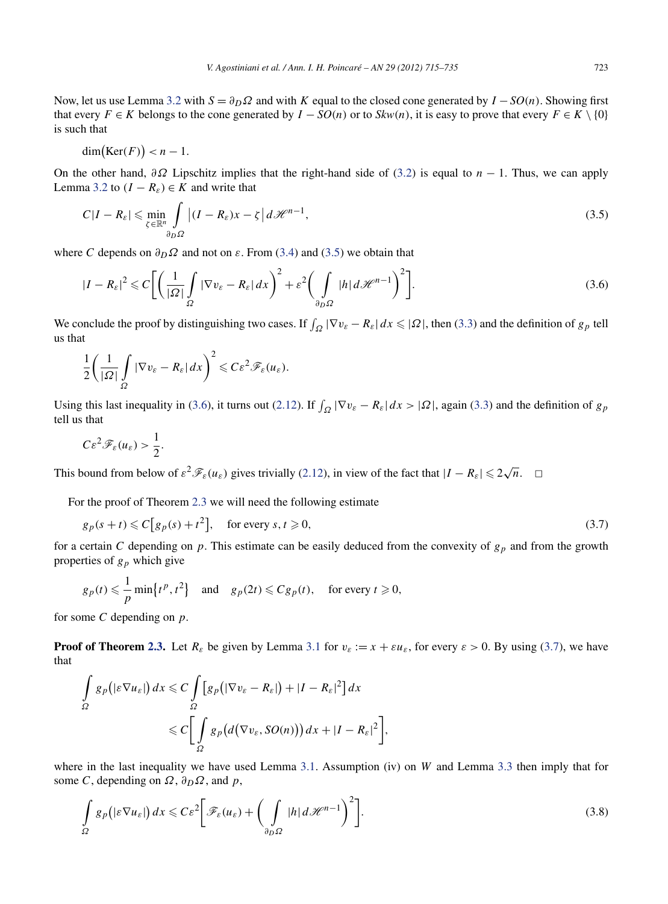Now, let us use Lemma 3.2 with $S = \partial_D\Omega$ and with $K$ equal to the closed cone generated by $I - SO(n)$. Showing first that every $F \in K$ belongs to the cone generated by $I - SO(n)$ or to $Skw(n)$, it is easy to prove that every $F \in K \setminus \{0\}$ is such that

$$\dim(\mathrm{Ker}(F)) < n - 1.$$

On the other hand, $\partial\Omega$ Lipschitz implies that the right-hand side of (3.2) is equal to $n - 1$. Thus, we can apply Lemma 3.2 to $(I - R_\varepsilon) \in K$ and write that

$$C|I - R_\varepsilon| \leqslant \min_{\zeta \in \mathbb{R}^n} \int_{\partial_D\Omega} \left|(I - R_\varepsilon)x - \zeta\right| d\mathscr{H}^{n-1}, \tag{3.5}$$

where $C$ depends on $\partial_D\Omega$ and not on $\varepsilon$. From (3.4) and (3.5) we obtain that

$$|I - R_\varepsilon|^2 \leqslant C\left[\left(\frac{1}{|\Omega|}\int_\Omega |\nabla v_\varepsilon - R_\varepsilon|\,dx\right)^2 + \varepsilon^2\left(\int_{\partial_D\Omega} |h|\,d\mathscr{H}^{n-1}\right)^2\right]. \tag{3.6}$$

We conclude the proof by distinguishing two cases. If $\int_\Omega |\nabla v_\varepsilon - R_\varepsilon|\,dx \leqslant |\Omega|$, then (3.3) and the definition of $g_p$ tell us that

$$\frac{1}{2}\left(\frac{1}{|\Omega|}\int_\Omega |\nabla v_\varepsilon - R_\varepsilon|\,dx\right)^2 \leqslant C\varepsilon^2\mathscr{F}_\varepsilon(u_\varepsilon).$$

Using this last inequality in (3.6), it turns out (2.12). If $\int_\Omega |\nabla v_\varepsilon - R_\varepsilon|\,dx > |\Omega|$, again (3.3) and the definition of $g_p$ tell us that

$$C\varepsilon^2\mathscr{F}_\varepsilon(u_\varepsilon) > \frac{1}{2}.$$

This bound from below of $\varepsilon^2\mathscr{F}_\varepsilon(u_\varepsilon)$ gives trivially (2.12), in view of the fact that $|I - R_\varepsilon| \leqslant 2\sqrt{n}$. $\square$

For the proof of Theorem 2.3 we will need the following estimate

$$g_p(s + t) \leqslant C\left[g_p(s) + t^2\right], \quad \text{for every } s, t \geqslant 0, \tag{3.7}$$

for a certain $C$ depending on $p$. This estimate can be easily deduced from the convexity of $g_p$ and from the growth properties of $g_p$ which give

$$g_p(t) \leqslant \frac{1}{p}\min\left\{t^p, t^2\right\} \quad \text{and} \quad g_p(2t) \leqslant Cg_p(t), \quad \text{for every } t \geqslant 0,$$

for some $C$ depending on $p$.

**Proof of Theorem 2.3.** Let $R_\varepsilon$ be given by Lemma 3.1 for $v_\varepsilon := x + \varepsilon u_\varepsilon$, for every $\varepsilon > 0$. By using (3.7), we have that

$$\begin{aligned}
\int_\Omega g_p\left(|\varepsilon\nabla u_\varepsilon|\right) dx &\leqslant C\int_\Omega \left[g_p\left(|\nabla v_\varepsilon - R_\varepsilon|\right) + |I - R_\varepsilon|^2\right] dx \\
&\leqslant C\left[\int_\Omega g_p\left(d\left(\nabla v_\varepsilon, SO(n)\right)\right) dx + |I - R_\varepsilon|^2\right],
\end{aligned}$$

where in the last inequality we have used Lemma 3.1. Assumption (iv) on $W$ and Lemma 3.3 then imply that for some $C$, depending on $\Omega$, $\partial_D\Omega$, and $p$,

$$\int_\Omega g_p\left(|\varepsilon\nabla u_\varepsilon|\right) dx \leqslant C\varepsilon^2\left[\mathscr{F}_\varepsilon(u_\varepsilon) + \left(\int_{\partial_D\Omega} |h|\,d\mathscr{H}^{n-1}\right)^2\right]. \tag{3.8}$$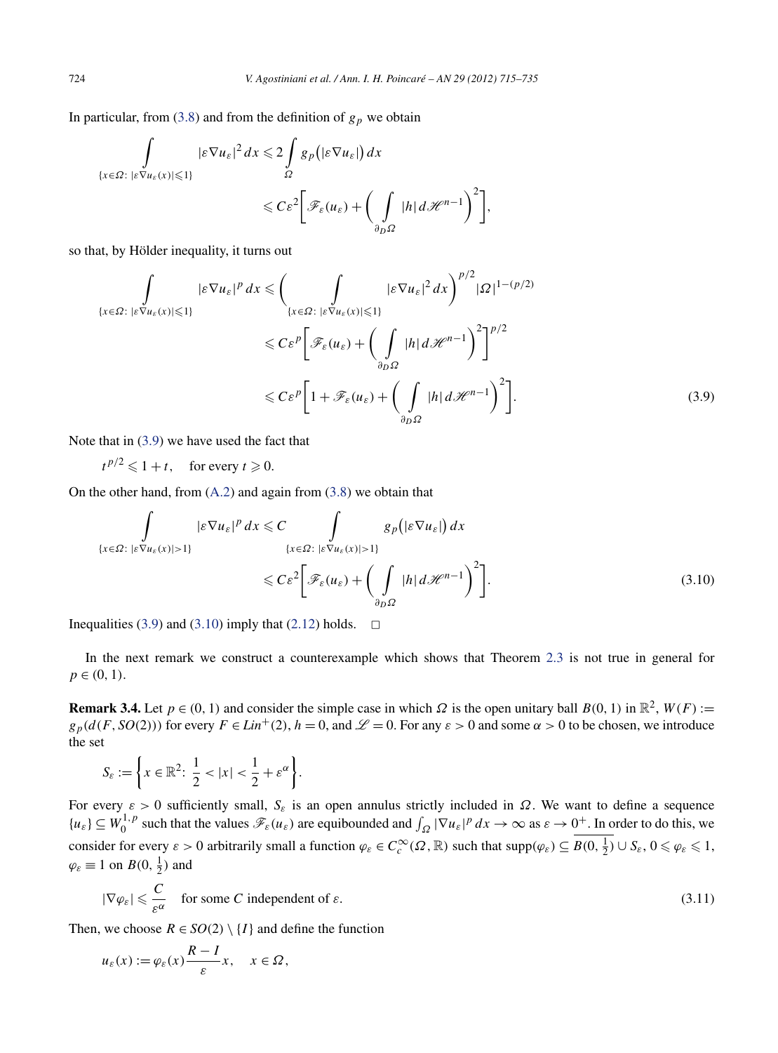In particular, from (3.8) and from the definition of $g_p$ we obtain

$$
\int_{\{x\in\Omega:\ |\varepsilon\nabla u_\varepsilon(x)|\leqslant 1\}} |\varepsilon\nabla u_\varepsilon|^2\,dx \leqslant 2\int_\Omega g_p\big(|\varepsilon\nabla u_\varepsilon|\big)\,dx
\leqslant C\varepsilon^2\bigg[\mathscr{F}_\varepsilon(u_\varepsilon)+\bigg(\int_{\partial_D\Omega}|h|\,d\mathscr{H}^{n-1}\bigg)^2\bigg],
$$

so that, by Hölder inequality, it turns out

$$
\begin{aligned}
\int_{\{x\in\Omega:\ |\varepsilon\nabla u_\varepsilon(x)|\leqslant 1\}} |\varepsilon\nabla u_\varepsilon|^p\,dx &\leqslant \bigg(\int_{\{x\in\Omega:\ |\varepsilon\nabla u_\varepsilon(x)|\leqslant 1\}} |\varepsilon\nabla u_\varepsilon|^2\,dx\bigg)^{p/2}|\Omega|^{1-(p/2)}\\
&\leqslant C\varepsilon^p\bigg[\mathscr{F}_\varepsilon(u_\varepsilon)+\bigg(\int_{\partial_D\Omega}|h|\,d\mathscr{H}^{n-1}\bigg)^2\bigg]^{p/2}\\
&\leqslant C\varepsilon^p\bigg[1+\mathscr{F}_\varepsilon(u_\varepsilon)+\bigg(\int_{\partial_D\Omega}|h|\,d\mathscr{H}^{n-1}\bigg)^2\bigg].
\end{aligned}
\tag{3.9}
$$

Note that in (3.9) we have used the fact that

$t^{p/2}\leqslant 1+t,\quad$ for every $t\geqslant 0$.

On the other hand, from (A.2) and again from (3.8) we obtain that

$$
\begin{aligned}
\int_{\{x\in\Omega:\ |\varepsilon\nabla u_\varepsilon(x)|>1\}} |\varepsilon\nabla u_\varepsilon|^p\,dx &\leqslant C\int_{\{x\in\Omega:\ |\varepsilon\nabla u_\varepsilon(x)|>1\}} g_p\big(|\varepsilon\nabla u_\varepsilon|\big)\,dx\\
&\leqslant C\varepsilon^2\bigg[\mathscr{F}_\varepsilon(u_\varepsilon)+\bigg(\int_{\partial_D\Omega}|h|\,d\mathscr{H}^{n-1}\bigg)^2\bigg].
\end{aligned}
\tag{3.10}
$$

Inequalities (3.9) and (3.10) imply that (2.12) holds. $\square$

In the next remark we construct a counterexample which shows that Theorem 2.3 is not true in general for $p\in(0,1)$.

**Remark 3.4.** Let $p\in(0,1)$ and consider the simple case in which $\Omega$ is the open unitary ball $B(0,1)$ in $\mathbb{R}^2$, $W(F):=g_p(d(F,SO(2)))$ for every $F\in Lin^+(2)$, $h=0$, and $\mathscr{L}=0$. For any $\varepsilon>0$ and some $\alpha>0$ to be chosen, we introduce the set

$$
S_\varepsilon:=\bigg\{x\in\mathbb{R}^2:\ \frac{1}{2}<|x|<\frac{1}{2}+\varepsilon^\alpha\bigg\}.
$$

For every $\varepsilon>0$ sufficiently small, $S_\varepsilon$ is an open annulus strictly included in $\Omega$. We want to define a sequence $\{u_\varepsilon\}\subseteq W_0^{1,p}$ such that the values $\mathscr{F}_\varepsilon(u_\varepsilon)$ are equibounded and $\int_\Omega|\nabla u_\varepsilon|^p\,dx\to\infty$ as $\varepsilon\to 0^+$. In order to do this, we consider for every $\varepsilon>0$ arbitrarily small a function $\varphi_\varepsilon\in C_c^\infty(\Omega,\mathbb{R})$ such that $\operatorname{supp}(\varphi_\varepsilon)\subseteq\overline{B(0,\frac{1}{2})\cup S_\varepsilon}$, $0\leqslant\varphi_\varepsilon\leqslant 1$, $\varphi_\varepsilon\equiv 1$ on $B(0,\frac{1}{2})$ and

$$
|\nabla\varphi_\varepsilon|\leqslant\frac{C}{\varepsilon^\alpha}\quad\text{for some } C \text{ independent of } \varepsilon.
\tag{3.11}
$$

Then, we choose $R\in SO(2)\setminus\{I\}$ and define the function

$$
u_\varepsilon(x):=\varphi_\varepsilon(x)\frac{R-I}{\varepsilon}x,\quad x\in\Omega,
$$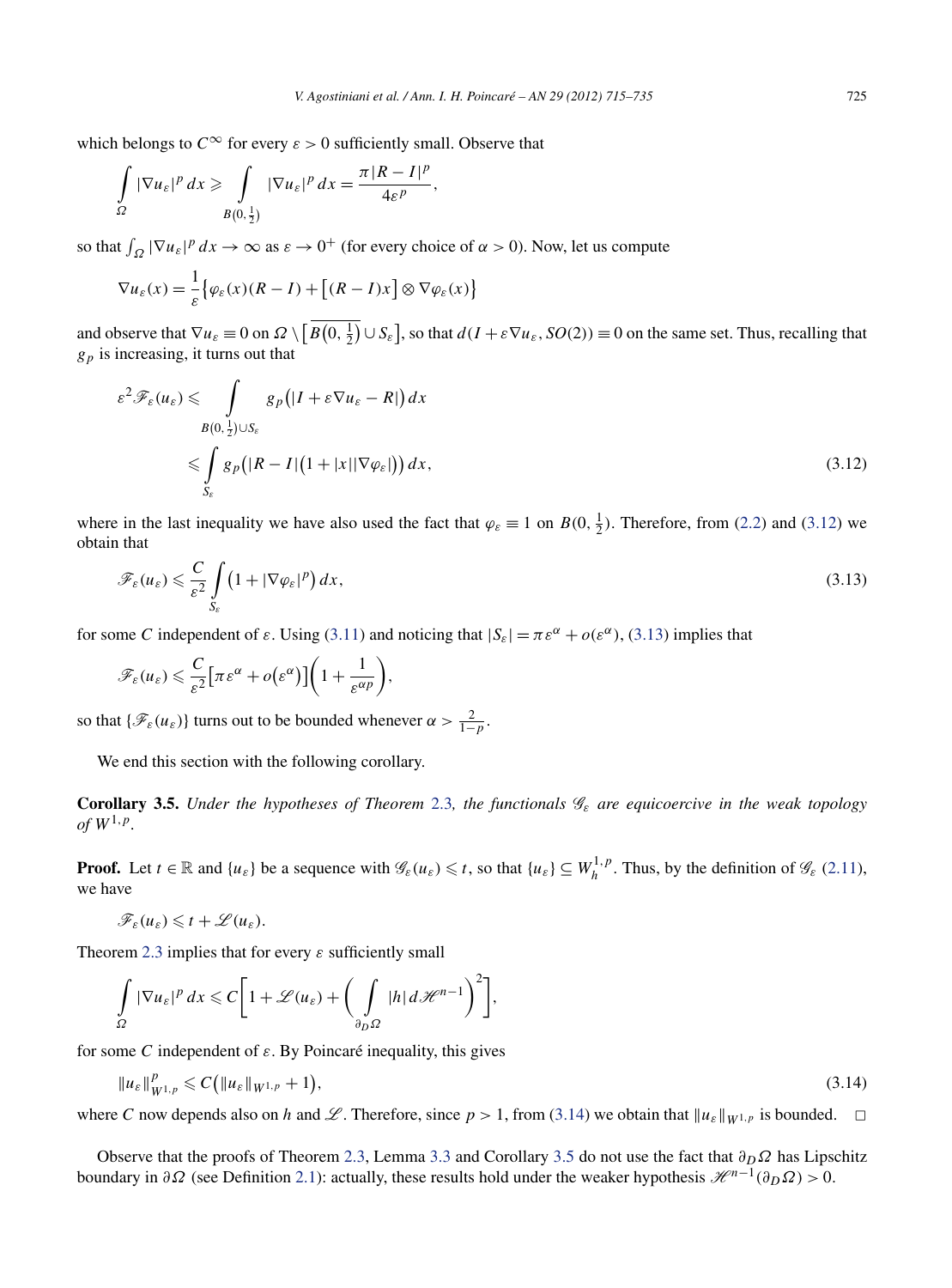which belongs to $C^\infty$ for every $\varepsilon > 0$ sufficiently small. Observe that

$$\int_\Omega |\nabla u_\varepsilon|^p \, dx \geqslant \int_{B(0,\frac{1}{2})} |\nabla u_\varepsilon|^p \, dx = \frac{\pi |R - I|^p}{4\varepsilon^p},$$

so that $\int_\Omega |\nabla u_\varepsilon|^p \, dx \to \infty$ as $\varepsilon \to 0^+$ (for every choice of $\alpha > 0$). Now, let us compute

$$\nabla u_\varepsilon(x) = \frac{1}{\varepsilon}\big\{\varphi_\varepsilon(x)(R - I) + \big[(R - I)x\big] \otimes \nabla\varphi_\varepsilon(x)\big\}$$

and observe that $\nabla u_\varepsilon \equiv 0$ on $\Omega \setminus \big[\overline{B(0,\frac{1}{2})} \cup S_\varepsilon\big]$, so that $d(I + \varepsilon\nabla u_\varepsilon, SO(2)) \equiv 0$ on the same set. Thus, recalling that $g_p$ is increasing, it turns out that

$$\begin{aligned}
\varepsilon^2 \mathscr{F}_\varepsilon(u_\varepsilon) &\leqslant \int_{B(0,\frac{1}{2}) \cup S_\varepsilon} g_p\big(|I + \varepsilon\nabla u_\varepsilon - R|\big) \, dx \\
&\leqslant \int_{S_\varepsilon} g_p\big(|R - I|\big(1 + |x||\nabla\varphi_\varepsilon|\big)\big) \, dx,
\end{aligned} \tag{3.12}$$

where in the last inequality we have also used the fact that $\varphi_\varepsilon \equiv 1$ on $B(0,\frac{1}{2})$. Therefore, from (2.2) and (3.12) we obtain that

$$\mathscr{F}_\varepsilon(u_\varepsilon) \leqslant \frac{C}{\varepsilon^2} \int_{S_\varepsilon} \big(1 + |\nabla\varphi_\varepsilon|^p\big) \, dx, \tag{3.13}$$

for some $C$ independent of $\varepsilon$. Using (3.11) and noticing that $|S_\varepsilon| = \pi\varepsilon^\alpha + o(\varepsilon^\alpha)$, (3.13) implies that

$$\mathscr{F}_\varepsilon(u_\varepsilon) \leqslant \frac{C}{\varepsilon^2}\big[\pi\varepsilon^\alpha + o\big(\varepsilon^\alpha\big)\big]\left(1 + \frac{1}{\varepsilon^{\alpha p}}\right),$$

so that $\{\mathscr{F}_\varepsilon(u_\varepsilon)\}$ turns out to be bounded whenever $\alpha > \frac{2}{1-p}$.

We end this section with the following corollary.

**Corollary 3.5.** *Under the hypotheses of Theorem 2.3, the functionals $\mathscr{G}_\varepsilon$ are equicoercive in the weak topology of $W^{1,p}$.*

**Proof.** Let $t \in \mathbb{R}$ and $\{u_\varepsilon\}$ be a sequence with $\mathscr{G}_\varepsilon(u_\varepsilon) \leqslant t$, so that $\{u_\varepsilon\} \subseteq W_h^{1,p}$. Thus, by the definition of $\mathscr{G}_\varepsilon$ (2.11), we have

$$\mathscr{F}_\varepsilon(u_\varepsilon) \leqslant t + \mathscr{L}(u_\varepsilon).$$

Theorem 2.3 implies that for every $\varepsilon$ sufficiently small

$$\int_\Omega |\nabla u_\varepsilon|^p \, dx \leqslant C\left[1 + \mathscr{L}(u_\varepsilon) + \left(\int_{\partial_D\Omega} |h| \, d\mathscr{H}^{n-1}\right)^2\right],$$

for some $C$ independent of $\varepsilon$. By Poincaré inequality, this gives

$$\|u_\varepsilon\|_{W^{1,p}}^p \leqslant C\big(\|u_\varepsilon\|_{W^{1,p}} + 1\big), \tag{3.14}$$

where $C$ now depends also on $h$ and $\mathscr{L}$. Therefore, since $p > 1$, from (3.14) we obtain that $\|u_\varepsilon\|_{W^{1,p}}$ is bounded. $\square$

Observe that the proofs of Theorem 2.3, Lemma 3.3 and Corollary 3.5 do not use the fact that $\partial_D\Omega$ has Lipschitz boundary in $\partial\Omega$ (see Definition 2.1): actually, these results hold under the weaker hypothesis $\mathscr{H}^{n-1}(\partial_D\Omega) > 0$.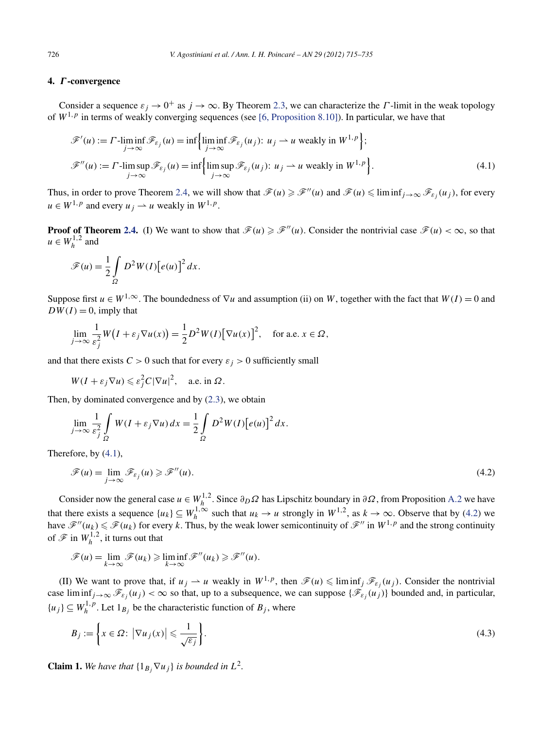## 4. $\Gamma$-convergence

Consider a sequence $\varepsilon_j \to 0^+$ as $j \to \infty$. By Theorem 2.3, we can characterize the $\Gamma$-limit in the weak topology of $W^{1,p}$ in terms of weakly converging sequences (see [6, Proposition 8.10]). In particular, we have that

$$\mathscr{F}'(u) := \Gamma\text{-}\liminf_{j\to\infty} \mathscr{F}_{\varepsilon_j}(u) = \inf\Big\{\liminf_{j\to\infty} \mathscr{F}_{\varepsilon_j}(u_j)\colon\ u_j \rightharpoonup u \text{ weakly in } W^{1,p}\Big\};$$
$$\mathscr{F}''(u) := \Gamma\text{-}\limsup_{j\to\infty} \mathscr{F}_{\varepsilon_j}(u) = \inf\Big\{\limsup_{j\to\infty} \mathscr{F}_{\varepsilon_j}(u_j)\colon\ u_j \rightharpoonup u \text{ weakly in } W^{1,p}\Big\}. \tag{4.1}$$

Thus, in order to prove Theorem 2.4, we will show that $\mathscr{F}(u) \geqslant \mathscr{F}''(u)$ and $\mathscr{F}(u) \leqslant \liminf_{j\to\infty} \mathscr{F}_{\varepsilon_j}(u_j)$, for every $u \in W^{1,p}$ and every $u_j \rightharpoonup u$ weakly in $W^{1,p}$.

**Proof of Theorem 2.4.** (I) We want to show that $\mathscr{F}(u) \geqslant \mathscr{F}''(u)$. Consider the nontrivial case $\mathscr{F}(u) < \infty$, so that $u \in W_h^{1,2}$ and

$$\mathscr{F}(u) = \frac{1}{2}\int_\Omega D^2W(I)\big[e(u)\big]^2\,dx.$$

Suppose first $u \in W^{1,\infty}$. The boundedness of $\nabla u$ and assumption (ii) on $W$, together with the fact that $W(I) = 0$ and $DW(I) = 0$, imply that

$$\lim_{j\to\infty} \frac{1}{\varepsilon_j^2} W\big(I + \varepsilon_j \nabla u(x)\big) = \frac{1}{2} D^2W(I)\big[\nabla u(x)\big]^2, \quad \text{for a.e. } x \in \Omega,$$

and that there exists $C > 0$ such that for every $\varepsilon_j > 0$ sufficiently small

$$W(I + \varepsilon_j \nabla u) \leqslant \varepsilon_j^2 C |\nabla u|^2, \quad \text{a.e. in } \Omega.$$

Then, by dominated convergence and by (2.3), we obtain

$$\lim_{j\to\infty} \frac{1}{\varepsilon_j^2}\int_\Omega W(I + \varepsilon_j \nabla u)\,dx = \frac{1}{2}\int_\Omega D^2W(I)\big[e(u)\big]^2\,dx.$$

Therefore, by (4.1),

$$\mathscr{F}(u) = \lim_{j\to\infty} \mathscr{F}_{\varepsilon_j}(u) \geqslant \mathscr{F}''(u). \tag{4.2}$$

Consider now the general case $u \in W_h^{1,2}$. Since $\partial_D\Omega$ has Lipschitz boundary in $\partial\Omega$, from Proposition A.2 we have that there exists a sequence $\{u_k\} \subseteq W_h^{1,\infty}$ such that $u_k \to u$ strongly in $W^{1,2}$, as $k \to \infty$. Observe that by (4.2) we have $\mathscr{F}''(u_k) \leqslant \mathscr{F}(u_k)$ for every $k$. Thus, by the weak lower semicontinuity of $\mathscr{F}''$ in $W^{1,p}$ and the strong continuity of $\mathscr{F}$ in $W_h^{1,2}$, it turns out that

$$\mathscr{F}(u) = \lim_{k\to\infty} \mathscr{F}(u_k) \geqslant \liminf_{k\to\infty} \mathscr{F}''(u_k) \geqslant \mathscr{F}''(u).$$

(II) We want to prove that, if $u_j \rightharpoonup u$ weakly in $W^{1,p}$, then $\mathscr{F}(u) \leqslant \liminf_j \mathscr{F}_{\varepsilon_j}(u_j)$. Consider the nontrivial case $\liminf_{j\to\infty} \mathscr{F}_{\varepsilon_j}(u_j) < \infty$ so that, up to a subsequence, we can suppose $\{\mathscr{F}_{\varepsilon_j}(u_j)\}$ bounded and, in particular, $\{u_j\} \subseteq W_h^{1,p}$. Let $1_{B_j}$ be the characteristic function of $B_j$, where

$$B_j := \bigg\{x \in \Omega\colon\ \big|\nabla u_j(x)\big| \leqslant \frac{1}{\sqrt{\varepsilon_j}}\bigg\}. \tag{4.3}$$

**Claim 1.** *We have that $\{1_{B_j}\nabla u_j\}$ is bounded in $L^2$.*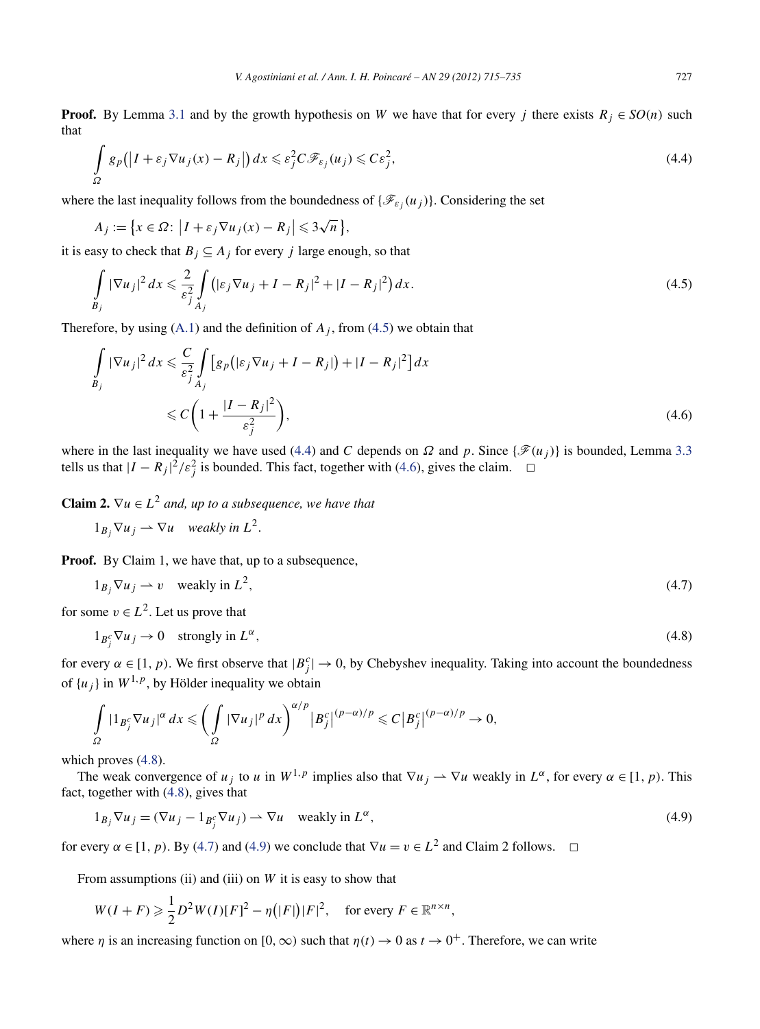**Proof.** By Lemma 3.1 and by the growth hypothesis on $W$ we have that for every $j$ there exists $R_j \in SO(n)$ such that

$$\int_\Omega g_p\big(\big|I + \varepsilon_j \nabla u_j(x) - R_j\big|\big)\,dx \leqslant \varepsilon_j^2 C \mathscr{F}_{\varepsilon_j}(u_j) \leqslant C\varepsilon_j^2, \tag{4.4}$$

where the last inequality follows from the boundedness of $\{\mathscr{F}_{\varepsilon_j}(u_j)\}$. Considering the set

$$A_j := \big\{x \in \Omega:\ \big|I + \varepsilon_j \nabla u_j(x) - R_j\big| \leqslant 3\sqrt{n}\big\},$$

it is easy to check that $B_j \subseteq A_j$ for every $j$ large enough, so that

$$\int_{B_j} |\nabla u_j|^2\,dx \leqslant \frac{2}{\varepsilon_j^2}\int_{A_j} \big(|\varepsilon_j \nabla u_j + I - R_j|^2 + |I - R_j|^2\big)\,dx. \tag{4.5}$$

Therefore, by using (A.1) and the definition of $A_j$, from (4.5) we obtain that

$$\begin{aligned}
\int_{B_j} |\nabla u_j|^2\,dx &\leqslant \frac{C}{\varepsilon_j^2}\int_{A_j} \big[g_p\big(|\varepsilon_j \nabla u_j + I - R_j|\big) + |I - R_j|^2\big]\,dx \\
&\leqslant C\bigg(1 + \frac{|I - R_j|^2}{\varepsilon_j^2}\bigg),
\end{aligned} \tag{4.6}$$

where in the last inequality we have used (4.4) and $C$ depends on $\Omega$ and $p$. Since $\{\mathscr{F}(u_j)\}$ is bounded, Lemma 3.3 tells us that $|I - R_j|^2/\varepsilon_j^2$ is bounded. This fact, together with (4.6), gives the claim. $\square$

**Claim 2.** *$\nabla u \in L^2$ and, up to a subsequence, we have that*

$$1_{B_j}\nabla u_j \rightharpoonup \nabla u \quad \textit{weakly in } L^2.$$

**Proof.** By Claim 1, we have that, up to a subsequence,

$$1_{B_j}\nabla u_j \rightharpoonup v \quad \text{weakly in } L^2, \tag{4.7}$$

for some $v \in L^2$. Let us prove that

$$1_{B_j^c}\nabla u_j \to 0 \quad \text{strongly in } L^\alpha, \tag{4.8}$$

for every $\alpha \in [1, p)$. We first observe that $|B_j^c| \to 0$, by Chebyshev inequality. Taking into account the boundedness of $\{u_j\}$ in $W^{1,p}$, by Hölder inequality we obtain

$$\int_\Omega |1_{B_j^c}\nabla u_j|^\alpha\,dx \leqslant \bigg(\int_\Omega |\nabla u_j|^p\,dx\bigg)^{\alpha/p}\big|B_j^c\big|^{(p-\alpha)/p} \leqslant C\big|B_j^c\big|^{(p-\alpha)/p} \to 0,$$

which proves (4.8).

The weak convergence of $u_j$ to $u$ in $W^{1,p}$ implies also that $\nabla u_j \rightharpoonup \nabla u$ weakly in $L^\alpha$, for every $\alpha \in [1, p)$. This fact, together with (4.8), gives that

$$1_{B_j}\nabla u_j = (\nabla u_j - 1_{B_j^c}\nabla u_j) \rightharpoonup \nabla u \quad \text{weakly in } L^\alpha, \tag{4.9}$$

for every $\alpha \in [1, p)$. By (4.7) and (4.9) we conclude that $\nabla u = v \in L^2$ and Claim 2 follows. $\square$

From assumptions (ii) and (iii) on $W$ it is easy to show that

$$W(I + F) \geqslant \frac{1}{2}D^2W(I)[F]^2 - \eta\big(|F|\big)|F|^2, \quad \text{for every } F \in \mathbb{R}^{n\times n},$$

where $\eta$ is an increasing function on $[0, \infty)$ such that $\eta(t) \to 0$ as $t \to 0^+$. Therefore, we can write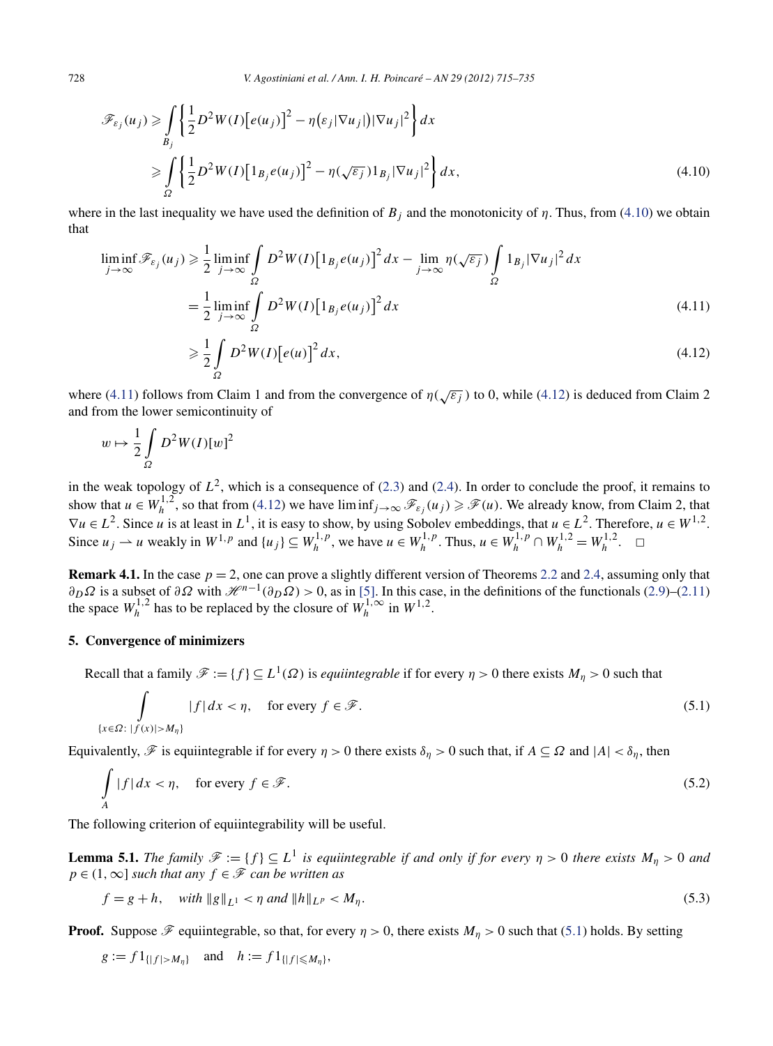$$
\begin{aligned}
\mathscr{F}_{\varepsilon_j}(u_j) &\geqslant \int_{B_j} \left\{ \frac{1}{2} D^2 W(I)\big[e(u_j)\big]^2 - \eta\big(\varepsilon_j |\nabla u_j|\big) |\nabla u_j|^2 \right\} dx \\
&\geqslant \int_{\Omega} \left\{ \frac{1}{2} D^2 W(I)\big[1_{B_j} e(u_j)\big]^2 - \eta(\sqrt{\varepsilon_j}) 1_{B_j} |\nabla u_j|^2 \right\} dx, \qquad (4.10)
\end{aligned}
$$

where in the last inequality we have used the definition of $B_j$ and the monotonicity of $\eta$. Thus, from (4.10) we obtain that

$$
\begin{aligned}
\liminf_{j\to\infty} \mathscr{F}_{\varepsilon_j}(u_j) &\geqslant \frac{1}{2} \liminf_{j\to\infty} \int_{\Omega} D^2 W(I)\big[1_{B_j} e(u_j)\big]^2 dx - \lim_{j\to\infty} \eta(\sqrt{\varepsilon_j}) \int_{\Omega} 1_{B_j} |\nabla u_j|^2 dx \\
&= \frac{1}{2} \liminf_{j\to\infty} \int_{\Omega} D^2 W(I)\big[1_{B_j} e(u_j)\big]^2 dx \qquad (4.11) \\
&\geqslant \frac{1}{2} \int_{\Omega} D^2 W(I)\big[e(u)\big]^2 dx, \qquad (4.12)
\end{aligned}
$$

where (4.11) follows from Claim 1 and from the convergence of $\eta(\sqrt{\varepsilon_j})$ to 0, while (4.12) is deduced from Claim 2 and from the lower semicontinuity of

$$
w \mapsto \frac{1}{2} \int_{\Omega} D^2 W(I)[w]^2
$$

in the weak topology of $L^2$, which is a consequence of (2.3) and (2.4). In order to conclude the proof, it remains to show that $u \in W_h^{1,2}$, so that from (4.12) we have $\liminf_{j\to\infty} \mathscr{F}_{\varepsilon_j}(u_j) \geqslant \mathscr{F}(u)$. We already know, from Claim 2, that $\nabla u \in L^2$. Since $u$ is at least in $L^1$, it is easy to show, by using Sobolev embeddings, that $u \in L^2$. Therefore, $u \in W^{1,2}$. Since $u_j \rightharpoonup u$ weakly in $W^{1,p}$ and $\{u_j\} \subseteq W_h^{1,p}$, we have $u \in W_h^{1,p}$. Thus, $u \in W_h^{1,p} \cap W_h^{1,2} = W_h^{1,2}$. $\square$

**Remark 4.1.** In the case $p = 2$, one can prove a slightly different version of Theorems 2.2 and 2.4, assuming only that $\partial_D \Omega$ is a subset of $\partial\Omega$ with $\mathscr{H}^{n-1}(\partial_D \Omega) > 0$, as in [5]. In this case, in the definitions of the functionals (2.9)–(2.11) the space $W_h^{1,2}$ has to be replaced by the closure of $W_h^{1,\infty}$ in $W^{1,2}$.

## 5. Convergence of minimizers

Recall that a family $\mathscr{F} := \{f\} \subseteq L^1(\Omega)$ is *equiintegrable* if for every $\eta > 0$ there exists $M_\eta > 0$ such that

$$
\int_{\{x\in\Omega:\ |f(x)|>M_\eta\}} |f|\, dx < \eta, \quad \text{for every } f \in \mathscr{F}. \qquad (5.1)
$$

Equivalently, $\mathscr{F}$ is equiintegrable if for every $\eta > 0$ there exists $\delta_\eta > 0$ such that, if $A \subseteq \Omega$ and $|A| < \delta_\eta$, then

$$
\int_A |f|\, dx < \eta, \quad \text{for every } f \in \mathscr{F}. \qquad (5.2)
$$

The following criterion of equiintegrability will be useful.

**Lemma 5.1.** *The family $\mathscr{F} := \{f\} \subseteq L^1$ is equiintegrable if and only if for every $\eta > 0$ there exists $M_\eta > 0$ and $p \in (1,\infty]$ such that any $f \in \mathscr{F}$ can be written as*

$$
f = g + h, \quad \text{with } \|g\|_{L^1} < \eta \text{ and } \|h\|_{L^p} < M_\eta. \qquad (5.3)
$$

**Proof.** Suppose $\mathscr{F}$ equiintegrable, so that, for every $\eta > 0$, there exists $M_\eta > 0$ such that (5.1) holds. By setting

$$
g := f 1_{\{|f|>M_\eta\}} \quad \text{and} \quad h := f 1_{\{|f|\leqslant M_\eta\}},
$$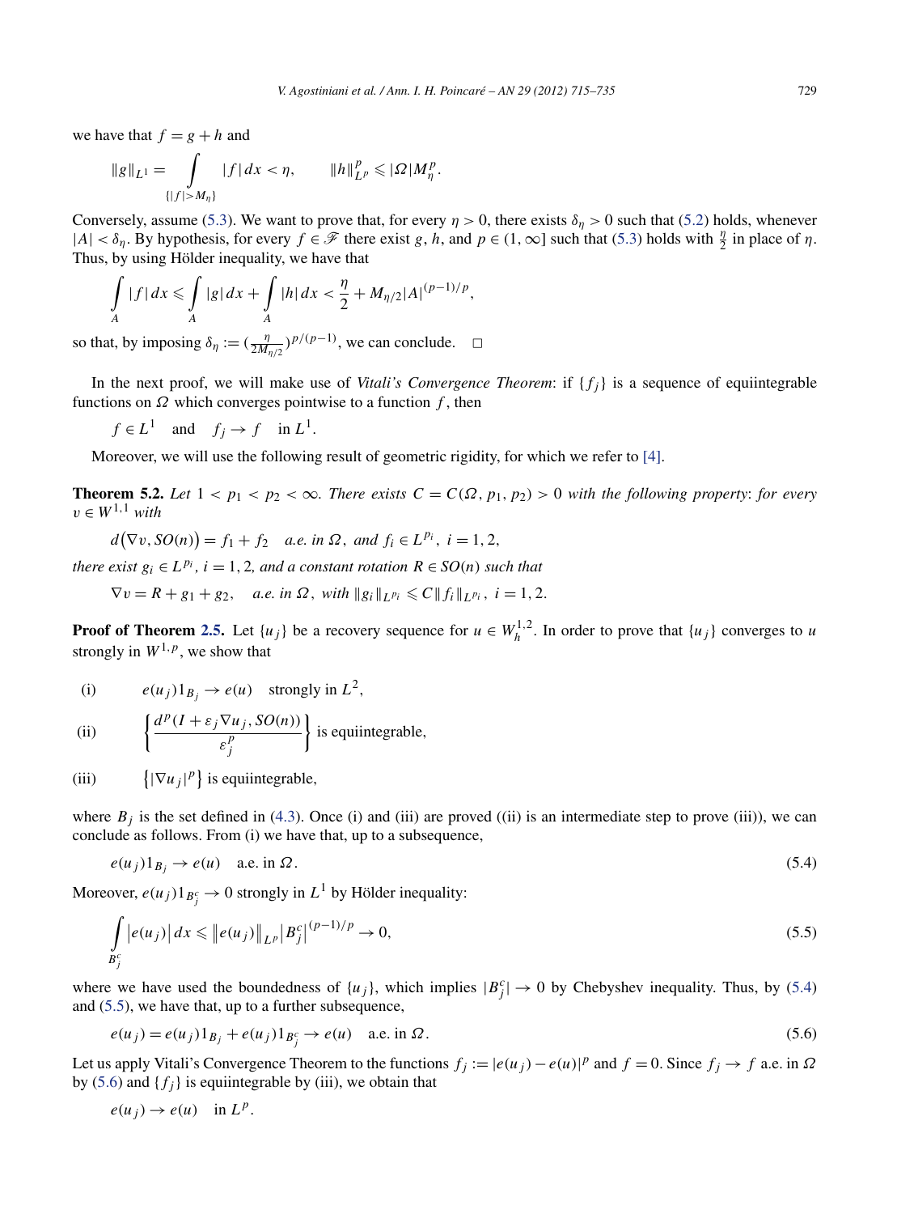we have that $f = g + h$ and

$$\|g\|_{L^1} = \int_{\{|f|>M_\eta\}} |f|\,dx < \eta, \qquad \|h\|_{L^p}^p \leqslant |\Omega| M_\eta^p.$$

Conversely, assume (5.3). We want to prove that, for every $\eta > 0$, there exists $\delta_\eta > 0$ such that (5.2) holds, whenever $|A| < \delta_\eta$. By hypothesis, for every $f \in \mathscr{F}$ there exist $g$, $h$, and $p \in (1, \infty]$ such that (5.3) holds with $\frac{\eta}{2}$ in place of $\eta$. Thus, by using Hölder inequality, we have that

$$\int_A |f|\,dx \leqslant \int_A |g|\,dx + \int_A |h|\,dx < \frac{\eta}{2} + M_{\eta/2}|A|^{(p-1)/p},$$

so that, by imposing $\delta_\eta := (\frac{\eta}{2M_{\eta/2}})^{p/(p-1)}$, we can conclude. $\square$

In the next proof, we will make use of *Vitali's Convergence Theorem*: if $\{f_j\}$ is a sequence of equiintegrable functions on $\Omega$ which converges pointwise to a function $f$, then

$$f \in L^1 \quad \text{and} \quad f_j \to f \quad \text{in } L^1.$$

Moreover, we will use the following result of geometric rigidity, for which we refer to [4].

**Theorem 5.2.** *Let $1 < p_1 < p_2 < \infty$. There exists $C = C(\Omega, p_1, p_2) > 0$ with the following property: for every $v \in W^{1,1}$ with*

$$d\big(\nabla v, SO(n)\big) = f_1 + f_2 \quad \text{a.e. in } \Omega, \text{ and } f_i \in L^{p_i},\ i = 1, 2,$$

*there exist $g_i \in L^{p_i}$, $i = 1, 2$, and a constant rotation $R \in SO(n)$ such that*

$$\nabla v = R + g_1 + g_2, \quad \text{a.e. in } \Omega, \text{ with } \|g_i\|_{L^{p_i}} \leqslant C\|f_i\|_{L^{p_i}},\ i = 1, 2.$$

**Proof of Theorem 2.5.** Let $\{u_j\}$ be a recovery sequence for $u \in W_h^{1,2}$. In order to prove that $\{u_j\}$ converges to $u$ strongly in $W^{1,p}$, we show that

(i) $\qquad e(u_j)1_{B_j} \to e(u) \quad \text{strongly in } L^2,$

(ii) $\qquad \left\{\dfrac{d^p(I + \varepsilon_j \nabla u_j, SO(n))}{\varepsilon_j^p}\right\}$ is equiintegrable,

(iii) $\qquad \{|\nabla u_j|^p\}$ is equiintegrable,

where $B_j$ is the set defined in (4.3). Once (i) and (iii) are proved ((ii) is an intermediate step to prove (iii)), we can conclude as follows. From (i) we have that, up to a subsequence,

$$e(u_j)1_{B_j} \to e(u) \quad \text{a.e. in } \Omega. \tag{5.4}$$

Moreover, $e(u_j)1_{B_j^c} \to 0$ strongly in $L^1$ by Hölder inequality:

$$\int_{B_j^c} \big|e(u_j)\big|\,dx \leqslant \big\|e(u_j)\big\|_{L^p} \big|B_j^c\big|^{(p-1)/p} \to 0, \tag{5.5}$$

where we have used the boundedness of $\{u_j\}$, which implies $|B_j^c| \to 0$ by Chebyshev inequality. Thus, by (5.4) and (5.5), we have that, up to a further subsequence,

$$e(u_j) = e(u_j)1_{B_j} + e(u_j)1_{B_j^c} \to e(u) \quad \text{a.e. in } \Omega. \tag{5.6}$$

Let us apply Vitali's Convergence Theorem to the functions $f_j := |e(u_j) - e(u)|^p$ and $f = 0$. Since $f_j \to f$ a.e. in $\Omega$ by (5.6) and $\{f_j\}$ is equiintegrable by (iii), we obtain that

$$e(u_j) \to e(u) \quad \text{in } L^p.$$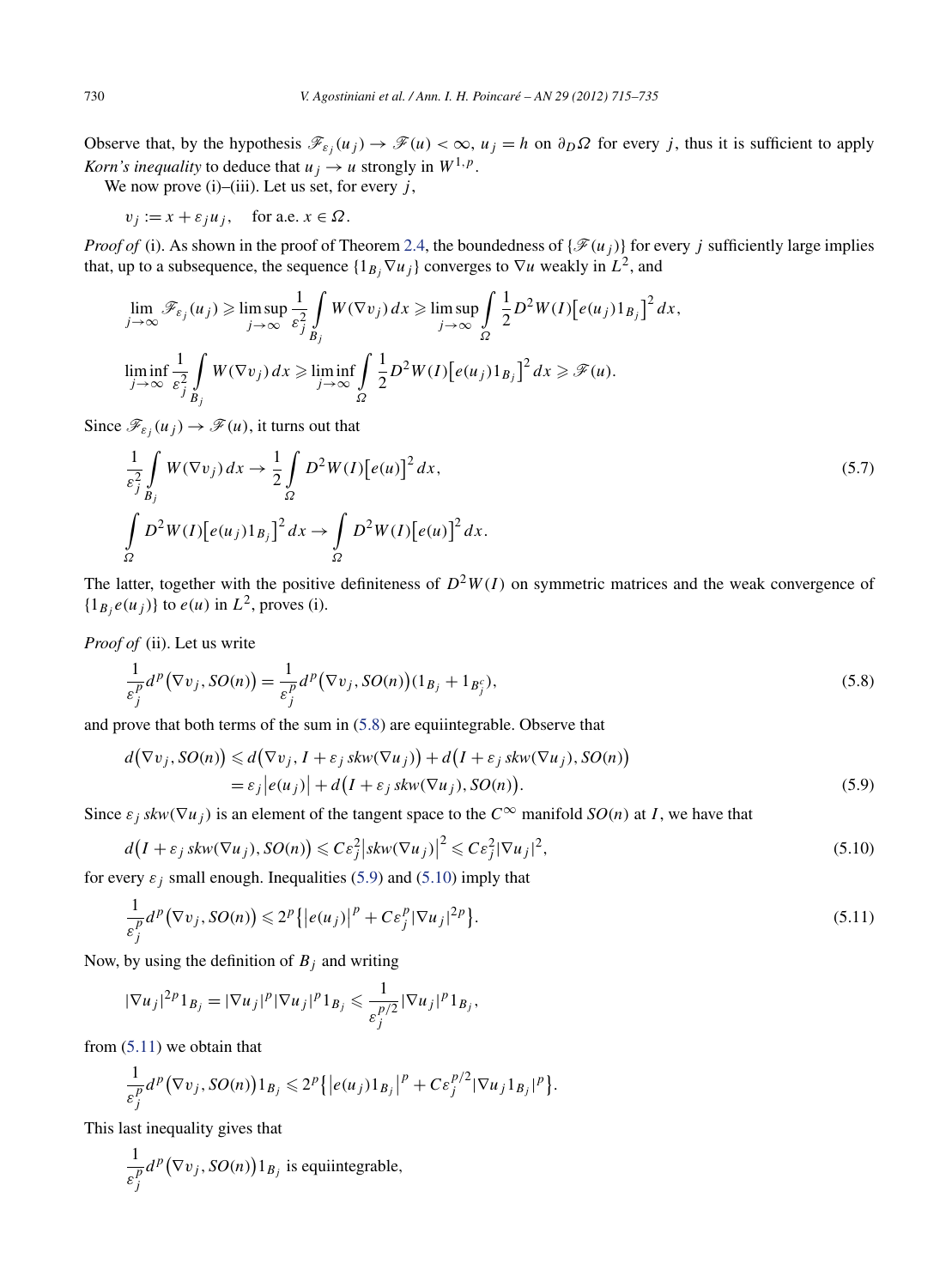Observe that, by the hypothesis $\mathscr{F}_{\varepsilon_j}(u_j) \to \mathscr{F}(u) < \infty$, $u_j = h$ on $\partial_D \Omega$ for every $j$, thus it is sufficient to apply *Korn's inequality* to deduce that $u_j \to u$ strongly in $W^{1,p}$.

We now prove (i)–(iii). Let us set, for every $j$,

$$v_j := x + \varepsilon_j u_j, \quad \text{for a.e. } x \in \Omega.$$

*Proof of* (i). As shown in the proof of Theorem 2.4, the boundedness of $\{\mathscr{F}(u_j)\}$ for every $j$ sufficiently large implies that, up to a subsequence, the sequence $\{1_{B_j} \nabla u_j\}$ converges to $\nabla u$ weakly in $L^2$, and

$$\lim_{j\to\infty} \mathscr{F}_{\varepsilon_j}(u_j) \geqslant \limsup_{j\to\infty} \frac{1}{\varepsilon_j^2} \int_{B_j} W(\nabla v_j)\,dx \geqslant \limsup_{j\to\infty} \int_{\Omega} \frac{1}{2} D^2 W(I)\big[e(u_j)1_{B_j}\big]^2\,dx,$$

$$\liminf_{j\to\infty} \frac{1}{\varepsilon_j^2} \int_{B_j} W(\nabla v_j)\,dx \geqslant \liminf_{j\to\infty} \int_{\Omega} \frac{1}{2} D^2 W(I)\big[e(u_j)1_{B_j}\big]^2\,dx \geqslant \mathscr{F}(u).$$

Since $\mathscr{F}_{\varepsilon_j}(u_j) \to \mathscr{F}(u)$, it turns out that

$$\frac{1}{\varepsilon_j^2} \int_{B_j} W(\nabla v_j)\,dx \to \frac{1}{2} \int_{\Omega} D^2 W(I)\big[e(u)\big]^2\,dx, \tag{5.7}$$

$$\int_{\Omega} D^2 W(I)\big[e(u_j)1_{B_j}\big]^2\,dx \to \int_{\Omega} D^2 W(I)\big[e(u)\big]^2\,dx.$$

The latter, together with the positive definiteness of $D^2W(I)$ on symmetric matrices and the weak convergence of $\{1_{B_j} e(u_j)\}$ to $e(u)$ in $L^2$, proves (i).

*Proof of* (ii). Let us write

$$\frac{1}{\varepsilon_j^p} d^p\big(\nabla v_j, SO(n)\big) = \frac{1}{\varepsilon_j^p} d^p\big(\nabla v_j, SO(n)\big)(1_{B_j} + 1_{B_j^c}), \tag{5.8}$$

and prove that both terms of the sum in (5.8) are equiintegrable. Observe that

$$\begin{aligned} d\big(\nabla v_j, SO(n)\big) &\leqslant d\big(\nabla v_j, I + \varepsilon_j\, skw(\nabla u_j)\big) + d\big(I + \varepsilon_j\, skw(\nabla u_j), SO(n)\big) \\ &= \varepsilon_j \big|e(u_j)\big| + d\big(I + \varepsilon_j\, skw(\nabla u_j), SO(n)\big). \end{aligned} \tag{5.9}$$

Since $\varepsilon_j\, skw(\nabla u_j)$ is an element of the tangent space to the $C^\infty$ manifold $SO(n)$ at $I$, we have that

$$d\big(I + \varepsilon_j\, skw(\nabla u_j), SO(n)\big) \leqslant C\varepsilon_j^2 \big|skw(\nabla u_j)\big|^2 \leqslant C\varepsilon_j^2 |\nabla u_j|^2, \tag{5.10}$$

for every $\varepsilon_j$ small enough. Inequalities (5.9) and (5.10) imply that

$$\frac{1}{\varepsilon_j^p} d^p\big(\nabla v_j, SO(n)\big) \leqslant 2^p\big\{\big|e(u_j)\big|^p + C\varepsilon_j^p |\nabla u_j|^{2p}\big\}. \tag{5.11}$$

Now, by using the definition of $B_j$ and writing

$$|\nabla u_j|^{2p} 1_{B_j} = |\nabla u_j|^p |\nabla u_j|^p 1_{B_j} \leqslant \frac{1}{\varepsilon_j^{p/2}} |\nabla u_j|^p 1_{B_j},$$

from (5.11) we obtain that

$$\frac{1}{\varepsilon_j^p} d^p\big(\nabla v_j, SO(n)\big) 1_{B_j} \leqslant 2^p\big\{\big|e(u_j)1_{B_j}\big|^p + C\varepsilon_j^{p/2} |\nabla u_j 1_{B_j}|^p\big\}.$$

This last inequality gives that

$$\frac{1}{\varepsilon_j^p} d^p\big(\nabla v_j, SO(n)\big) 1_{B_j} \text{ is equiintegrable,}$$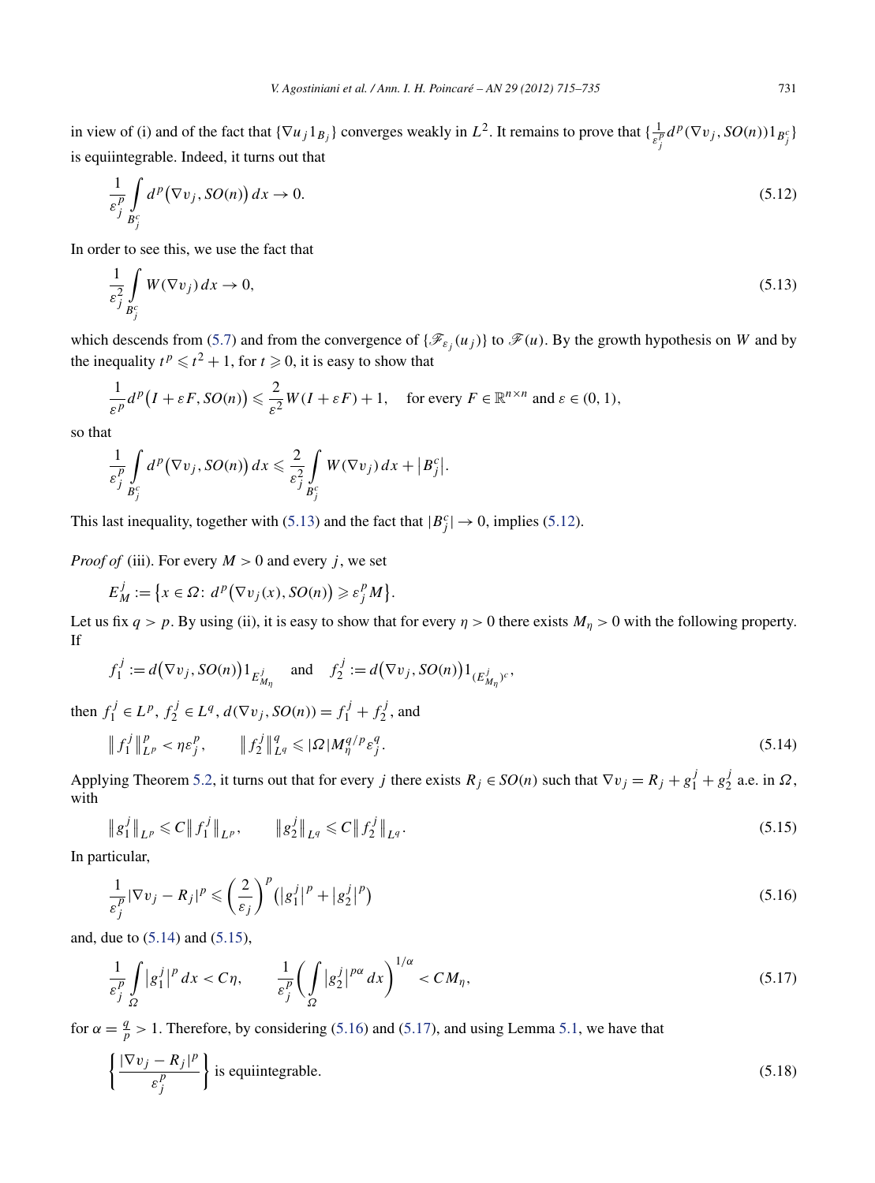in view of (i) and of the fact that $\{\nabla u_j 1_{B_j}\}$ converges weakly in $L^2$. It remains to prove that $\{\frac{1}{\varepsilon_j^p} d^p(\nabla v_j, SO(n)) 1_{B_j^c}\}$ is equiintegrable. Indeed, it turns out that

$$\frac{1}{\varepsilon_j^p} \int_{B_j^c} d^p(\nabla v_j, SO(n))\, dx \to 0. \tag{5.12}$$

In order to see this, we use the fact that

$$\frac{1}{\varepsilon_j^2} \int_{B_j^c} W(\nabla v_j)\, dx \to 0, \tag{5.13}$$

which descends from (5.7) and from the convergence of $\{\mathscr{F}_{\varepsilon_j}(u_j)\}$ to $\mathscr{F}(u)$. By the growth hypothesis on $W$ and by the inequality $t^p \leqslant t^2 + 1$, for $t \geqslant 0$, it is easy to show that

$$\frac{1}{\varepsilon^p} d^p(I + \varepsilon F, SO(n)) \leqslant \frac{2}{\varepsilon^2} W(I + \varepsilon F) + 1, \quad \text{for every } F \in \mathbb{R}^{n \times n} \text{ and } \varepsilon \in (0,1),$$

so that

$$\frac{1}{\varepsilon_j^p} \int_{B_j^c} d^p(\nabla v_j, SO(n))\, dx \leqslant \frac{2}{\varepsilon_j^2} \int_{B_j^c} W(\nabla v_j)\, dx + |B_j^c|.$$

This last inequality, together with (5.13) and the fact that $|B_j^c| \to 0$, implies (5.12).

*Proof of* (iii). For every $M > 0$ and every $j$, we set

$$E_M^j := \{x \in \Omega \colon d^p(\nabla v_j(x), SO(n)) \geqslant \varepsilon_j^p M\}.$$

Let us fix $q > p$. By using (ii), it is easy to show that for every $\eta > 0$ there exists $M_\eta > 0$ with the following property. If

$$f_1^j := d(\nabla v_j, SO(n)) 1_{E^j_{M_\eta}} \quad \text{and} \quad f_2^j := d(\nabla v_j, SO(n)) 1_{(E^j_{M_\eta})^c},$$

then $f_1^j \in L^p$, $f_2^j \in L^q$, $d(\nabla v_j, SO(n)) = f_1^j + f_2^j$, and

$$\|f_1^j\|_{L^p}^p < \eta \varepsilon_j^p, \qquad \|f_2^j\|_{L^q}^q \leqslant |\Omega| M_\eta^{q/p} \varepsilon_j^q. \tag{5.14}$$

Applying Theorem 5.2, it turns out that for every $j$ there exists $R_j \in SO(n)$ such that $\nabla v_j = R_j + g_1^j + g_2^j$ a.e. in $\Omega$, with

$$\|g_1^j\|_{L^p} \leqslant C \|f_1^j\|_{L^p}, \qquad \|g_2^j\|_{L^q} \leqslant C \|f_2^j\|_{L^q}. \tag{5.15}$$

In particular,

$$\frac{1}{\varepsilon_j^p} |\nabla v_j - R_j|^p \leqslant \left(\frac{2}{\varepsilon_j}\right)^p \left(|g_1^j|^p + |g_2^j|^p\right) \tag{5.16}$$

and, due to (5.14) and (5.15),

$$\frac{1}{\varepsilon_j^p} \int_\Omega |g_1^j|^p\, dx < C\eta, \qquad \frac{1}{\varepsilon_j^p} \left(\int_\Omega |g_2^j|^{p\alpha}\, dx\right)^{1/\alpha} < C M_\eta, \tag{5.17}$$

for $\alpha = \frac{q}{p} > 1$. Therefore, by considering (5.16) and (5.17), and using Lemma 5.1, we have that

$$\left\{\frac{|\nabla v_j - R_j|^p}{\varepsilon_j^p}\right\} \text{ is equiintegrable.} \tag{5.18}$$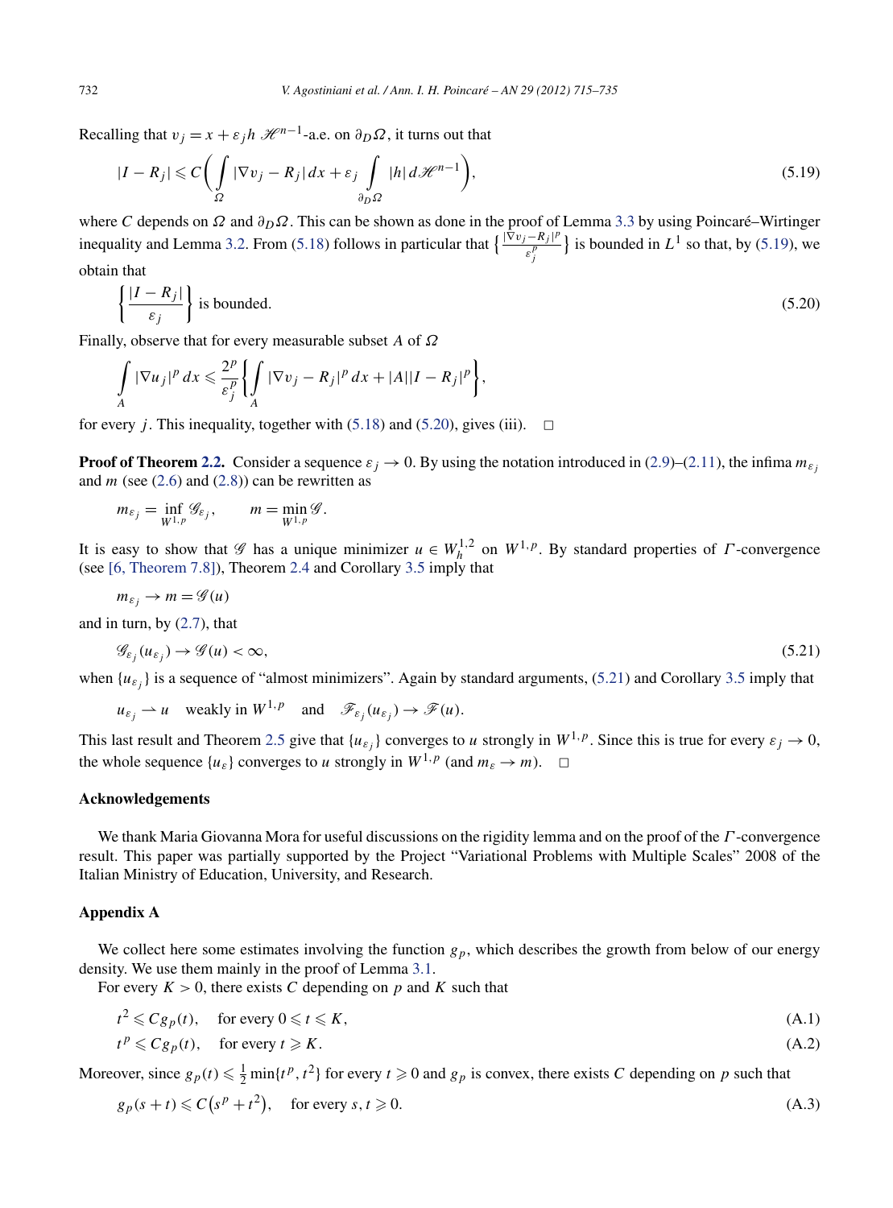Recalling that $v_j = x + \varepsilon_j h$ $\mathscr{H}^{n-1}$-a.e. on $\partial_D \Omega$, it turns out that

$$|I - R_j| \leqslant C\left( \int\limits_{\Omega} |\nabla v_j - R_j|\, dx + \varepsilon_j \int\limits_{\partial_D \Omega} |h|\, d\mathscr{H}^{n-1} \right), \tag{5.19}$$

where $C$ depends on $\Omega$ and $\partial_D \Omega$. This can be shown as done in the proof of Lemma 3.3 by using Poincaré–Wirtinger inequality and Lemma 3.2. From (5.18) follows in particular that $\{ \frac{|\nabla v_j - R_j|^p}{\varepsilon_j^p} \}$ is bounded in $L^1$ so that, by (5.19), we obtain that

$$\left\{ \frac{|I - R_j|}{\varepsilon_j} \right\} \text{ is bounded.} \tag{5.20}$$

Finally, observe that for every measurable subset $A$ of $\Omega$

$$\int\limits_A |\nabla u_j|^p\, dx \leqslant \frac{2^p}{\varepsilon_j^p} \left\{ \int\limits_A |\nabla v_j - R_j|^p\, dx + |A||I - R_j|^p \right\},$$

for every $j$. This inequality, together with (5.18) and (5.20), gives (iii). $\square$

**Proof of Theorem 2.2.** Consider a sequence $\varepsilon_j \to 0$. By using the notation introduced in (2.9)–(2.11), the infima $m_{\varepsilon_j}$ and $m$ (see (2.6) and (2.8)) can be rewritten as

$$m_{\varepsilon_j} = \inf_{W^{1,p}} \mathscr{G}_{\varepsilon_j}, \qquad m = \min_{W^{1,p}} \mathscr{G}.$$

It is easy to show that $\mathscr{G}$ has a unique minimizer $u \in W_h^{1,2}$ on $W^{1,p}$. By standard properties of $\Gamma$-convergence (see [6, Theorem 7.8]), Theorem 2.4 and Corollary 3.5 imply that

$$m_{\varepsilon_j} \to m = \mathscr{G}(u)$$

and in turn, by (2.7), that

$$\mathscr{G}_{\varepsilon_j}(u_{\varepsilon_j}) \to \mathscr{G}(u) < \infty, \tag{5.21}$$

when $\{u_{\varepsilon_j}\}$ is a sequence of "almost minimizers". Again by standard arguments, (5.21) and Corollary 3.5 imply that

$$u_{\varepsilon_j} \rightharpoonup u \quad \text{weakly in } W^{1,p} \quad \text{and} \quad \mathscr{F}_{\varepsilon_j}(u_{\varepsilon_j}) \to \mathscr{F}(u).$$

This last result and Theorem 2.5 give that $\{u_{\varepsilon_j}\}$ converges to $u$ strongly in $W^{1,p}$. Since this is true for every $\varepsilon_j \to 0$, the whole sequence $\{u_\varepsilon\}$ converges to $u$ strongly in $W^{1,p}$ (and $m_\varepsilon \to m$). $\square$

## Acknowledgements

We thank Maria Giovanna Mora for useful discussions on the rigidity lemma and on the proof of the $\Gamma$-convergence result. This paper was partially supported by the Project "Variational Problems with Multiple Scales" 2008 of the Italian Ministry of Education, University, and Research.

## Appendix A

We collect here some estimates involving the function $g_p$, which describes the growth from below of our energy density. We use them mainly in the proof of Lemma 3.1.

For every $K > 0$, there exists $C$ depending on $p$ and $K$ such that

$$t^2 \leqslant C g_p(t), \quad \text{for every } 0 \leqslant t \leqslant K, \tag{A.1}$$

$$t^p \leqslant C g_p(t), \quad \text{for every } t \geqslant K. \tag{A.2}$$

Moreover, since $g_p(t) \leqslant \frac{1}{2} \min\{t^p, t^2\}$ for every $t \geqslant 0$ and $g_p$ is convex, there exists $C$ depending on $p$ such that

$$g_p(s + t) \leqslant C\big(s^p + t^2\big), \quad \text{for every } s, t \geqslant 0. \tag{A.3}$$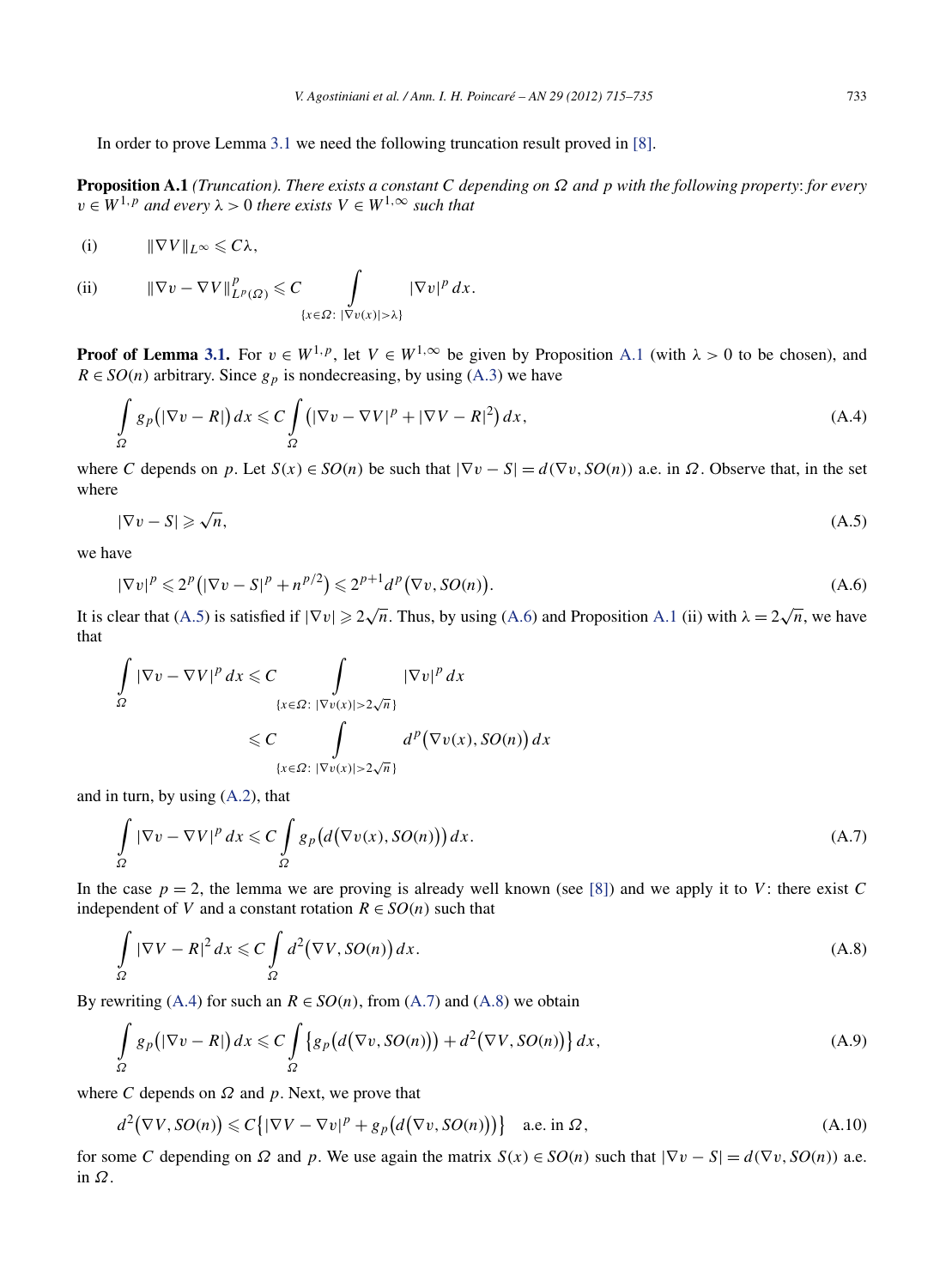In order to prove Lemma 3.1 we need the following truncation result proved in [8].

**Proposition A.1** *(Truncation). There exists a constant $C$ depending on $\Omega$ and $p$ with the following property: for every $v \in W^{1,p}$ and every $\lambda > 0$ there exists $V \in W^{1,\infty}$ such that*

$$\text{(i)} \qquad \|\nabla V\|_{L^\infty} \leqslant C\lambda,$$

$$\text{(ii)} \qquad \|\nabla v - \nabla V\|^p_{L^p(\Omega)} \leqslant C \int\limits_{\{x \in \Omega:\ |\nabla v(x)| > \lambda\}} |\nabla v|^p \, dx.$$

**Proof of Lemma 3.1.** For $v \in W^{1,p}$, let $V \in W^{1,\infty}$ be given by Proposition A.1 (with $\lambda > 0$ to be chosen), and $R \in SO(n)$ arbitrary. Since $g_p$ is nondecreasing, by using (A.3) we have

$$\int\limits_{\Omega} g_p\big(|\nabla v - R|\big)\, dx \leqslant C \int\limits_{\Omega} \big(|\nabla v - \nabla V|^p + |\nabla V - R|^2\big)\, dx, \tag{A.4}$$

where $C$ depends on $p$. Let $S(x) \in SO(n)$ be such that $|\nabla v - S| = d(\nabla v, SO(n))$ a.e. in $\Omega$. Observe that, in the set where

$$|\nabla v - S| \geqslant \sqrt{n}, \tag{A.5}$$

we have

$$|\nabla v|^p \leqslant 2^p\big(|\nabla v - S|^p + n^{p/2}\big) \leqslant 2^{p+1} d^p\big(\nabla v, SO(n)\big). \tag{A.6}$$

It is clear that (A.5) is satisfied if $|\nabla v| \geqslant 2\sqrt{n}$. Thus, by using (A.6) and Proposition A.1 (ii) with $\lambda = 2\sqrt{n}$, we have that

$$\begin{aligned}
\int\limits_{\Omega} |\nabla v - \nabla V|^p \, dx &\leqslant C \int\limits_{\{x \in \Omega:\ |\nabla v(x)| > 2\sqrt{n}\}} |\nabla v|^p \, dx \\
&\leqslant C \int\limits_{\{x \in \Omega:\ |\nabla v(x)| > 2\sqrt{n}\}} d^p\big(\nabla v(x), SO(n)\big)\, dx
\end{aligned}$$

and in turn, by using (A.2), that

$$\int\limits_{\Omega} |\nabla v - \nabla V|^p \, dx \leqslant C \int\limits_{\Omega} g_p\big(d\big(\nabla v(x), SO(n)\big)\big)\, dx. \tag{A.7}$$

In the case $p = 2$, the lemma we are proving is already well known (see [8]) and we apply it to $V$: there exist $C$ independent of $V$ and a constant rotation $R \in SO(n)$ such that

$$\int\limits_{\Omega} |\nabla V - R|^2 \, dx \leqslant C \int\limits_{\Omega} d^2\big(\nabla V, SO(n)\big)\, dx. \tag{A.8}$$

By rewriting (A.4) for such an $R \in SO(n)$, from (A.7) and (A.8) we obtain

$$\int\limits_{\Omega} g_p\big(|\nabla v - R|\big)\, dx \leqslant C \int\limits_{\Omega} \big\{g_p\big(d\big(\nabla v, SO(n)\big)\big) + d^2\big(\nabla V, SO(n)\big)\big\}\, dx, \tag{A.9}$$

where $C$ depends on $\Omega$ and $p$. Next, we prove that

$$d^2\big(\nabla V, SO(n)\big) \leqslant C\big\{|\nabla V - \nabla v|^p + g_p\big(d\big(\nabla v, SO(n)\big)\big)\big\} \quad \text{a.e. in } \Omega, \tag{A.10}$$

for some $C$ depending on $\Omega$ and $p$. We use again the matrix $S(x) \in SO(n)$ such that $|\nabla v - S| = d(\nabla v, SO(n))$ a.e. in $\Omega$.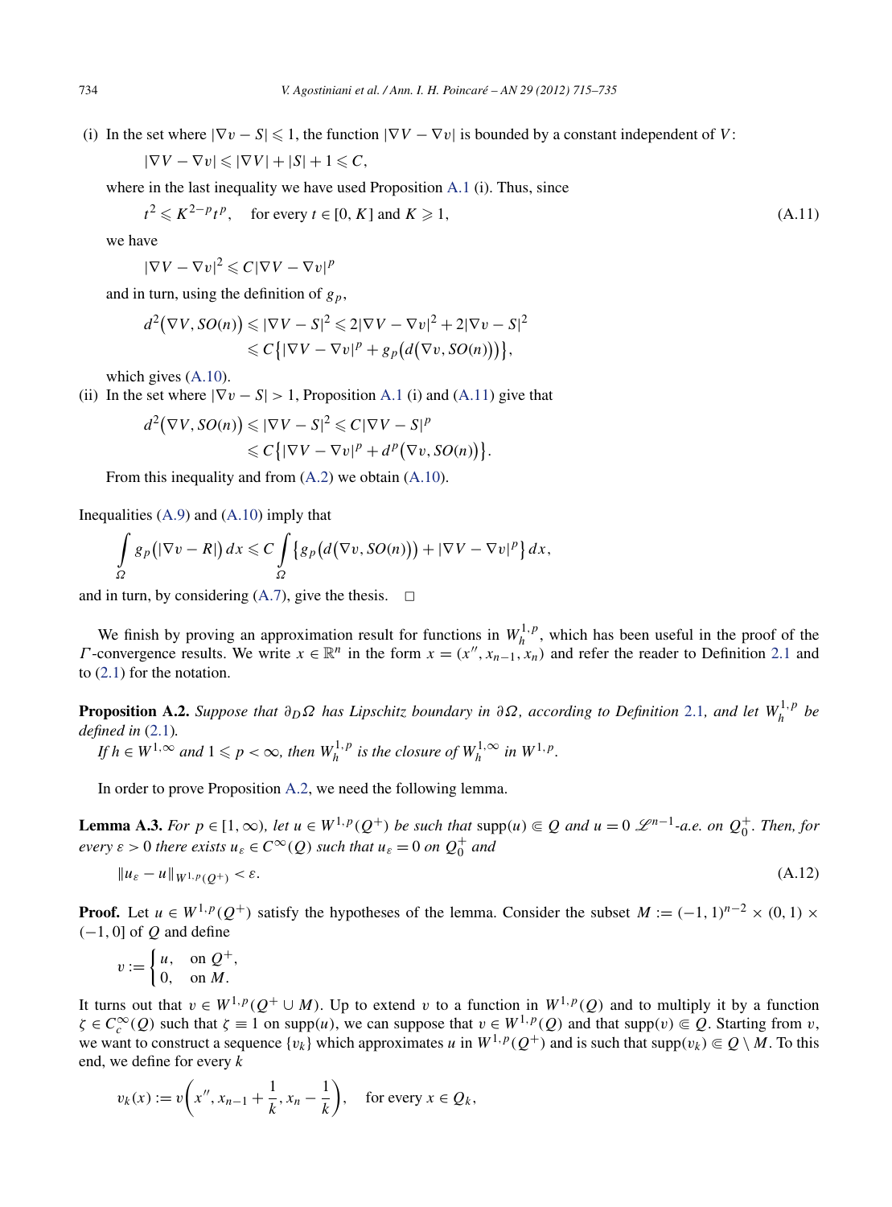(i) In the set where $|\nabla v - S| \leqslant 1$, the function $|\nabla V - \nabla v|$ is bounded by a constant independent of $V$:

$$|\nabla V - \nabla v| \leqslant |\nabla V| + |S| + 1 \leqslant C,$$

where in the last inequality we have used Proposition A.1 (i). Thus, since

$$t^2 \leqslant K^{2-p} t^p, \quad \text{for every } t \in [0, K] \text{ and } K \geqslant 1, \tag{A.11}$$

we have

$$|\nabla V - \nabla v|^2 \leqslant C|\nabla V - \nabla v|^p$$

and in turn, using the definition of $g_p$,

$$\begin{aligned} d^2(\nabla V, SO(n)) &\leqslant |\nabla V - S|^2 \leqslant 2|\nabla V - \nabla v|^2 + 2|\nabla v - S|^2 \\ &\leqslant C\{|\nabla V - \nabla v|^p + g_p(d(\nabla v, SO(n)))\}, \end{aligned}$$

which gives (A.10).

(ii) In the set where $|\nabla v - S| > 1$, Proposition A.1 (i) and (A.11) give that

$$\begin{aligned} d^2(\nabla V, SO(n)) &\leqslant |\nabla V - S|^2 \leqslant C|\nabla V - S|^p \\ &\leqslant C\{|\nabla V - \nabla v|^p + d^p(\nabla v, SO(n))\}. \end{aligned}$$

From this inequality and from (A.2) we obtain (A.10).

Inequalities (A.9) and (A.10) imply that

$$\int_\Omega g_p(|\nabla v - R|)\,dx \leqslant C \int_\Omega \{g_p(d(\nabla v, SO(n))) + |\nabla V - \nabla v|^p\}\,dx,$$

and in turn, by considering (A.7), give the thesis. $\square$

We finish by proving an approximation result for functions in $W_h^{1,p}$, which has been useful in the proof of the $\Gamma$-convergence results. We write $x \in \mathbb{R}^n$ in the form $x = (x'', x_{n-1}, x_n)$ and refer the reader to Definition 2.1 and to (2.1) for the notation.

**Proposition A.2.** *Suppose that $\partial_D \Omega$ has Lipschitz boundary in $\partial\Omega$, according to Definition 2.1, and let $W_h^{1,p}$ be defined in (2.1).*

*If $h \in W^{1,\infty}$ and $1 \leqslant p < \infty$, then $W_h^{1,p}$ is the closure of $W_h^{1,\infty}$ in $W^{1,p}$.*

In order to prove Proposition A.2, we need the following lemma.

**Lemma A.3.** *For $p \in [1, \infty)$, let $u \in W^{1,p}(Q^+)$ be such that $\operatorname{supp}(u) \Subset Q$ and $u = 0$ $\mathscr{L}^{n-1}$-a.e. on $Q_0^+$. Then, for every $\varepsilon > 0$ there exists $u_\varepsilon \in C^\infty(Q)$ such that $u_\varepsilon = 0$ on $Q_0^+$ and*

$$\|u_\varepsilon - u\|_{W^{1,p}(Q^+)} < \varepsilon. \tag{A.12}$$

**Proof.** Let $u \in W^{1,p}(Q^+)$ satisfy the hypotheses of the lemma. Consider the subset $M := (-1,1)^{n-2} \times (0,1) \times (-1, 0]$ of $Q$ and define

$$v := \begin{cases} u, & \text{on } Q^+, \\ 0, & \text{on } M. \end{cases}$$

It turns out that $v \in W^{1,p}(Q^+ \cup M)$. Up to extend $v$ to a function in $W^{1,p}(Q)$ and to multiply it by a function $\zeta \in C_c^\infty(Q)$ such that $\zeta \equiv 1$ on $\operatorname{supp}(u)$, we can suppose that $v \in W^{1,p}(Q)$ and that $\operatorname{supp}(v) \Subset Q$. Starting from $v$, we want to construct a sequence $\{v_k\}$ which approximates $u$ in $W^{1,p}(Q^+)$ and is such that $\operatorname{supp}(v_k) \Subset Q \setminus M$. To this end, we define for every $k$

$$v_k(x) := v\left(x'', x_{n-1} + \frac{1}{k}, x_n - \frac{1}{k}\right), \quad \text{for every } x \in Q_k,$$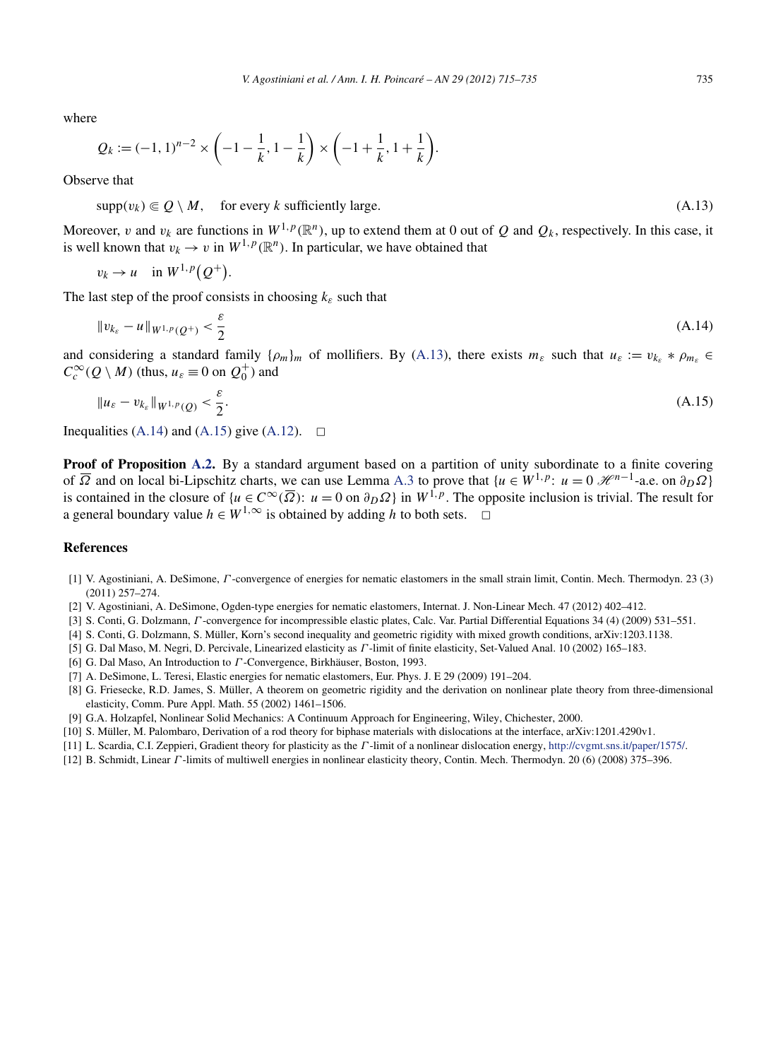where

$$Q_k := (-1,1)^{n-2} \times \left(-1 - \frac{1}{k}, 1 - \frac{1}{k}\right) \times \left(-1 + \frac{1}{k}, 1 + \frac{1}{k}\right).$$

Observe that

$$\operatorname{supp}(v_k) \Subset Q \setminus M, \quad \text{for every } k \text{ sufficiently large.} \tag{A.13}$$

Moreover, $v$ and $v_k$ are functions in $W^{1,p}(\mathbb{R}^n)$, up to extend them at 0 out of $Q$ and $Q_k$, respectively. In this case, it is well known that $v_k \to v$ in $W^{1,p}(\mathbb{R}^n)$. In particular, we have obtained that

$$v_k \to u \quad \text{in } W^{1,p}(Q^+).$$

The last step of the proof consists in choosing $k_\varepsilon$ such that

$$\|v_{k_\varepsilon} - u\|_{W^{1,p}(Q^+)} < \frac{\varepsilon}{2} \tag{A.14}$$

and considering a standard family $\{\rho_m\}_m$ of mollifiers. By (A.13), there exists $m_\varepsilon$ such that $u_\varepsilon := v_{k_\varepsilon} * \rho_{m_\varepsilon} \in C_c^\infty(Q \setminus M)$ (thus, $u_\varepsilon \equiv 0$ on $Q_0^+$) and

$$\|u_\varepsilon - v_{k_\varepsilon}\|_{W^{1,p}(Q)} < \frac{\varepsilon}{2}. \tag{A.15}$$

Inequalities (A.14) and (A.15) give (A.12). $\square$

**Proof of Proposition A.2.** By a standard argument based on a partition of unity subordinate to a finite covering of $\overline{\Omega}$ and on local bi-Lipschitz charts, we can use Lemma A.3 to prove that $\{u \in W^{1,p}\colon u = 0 \ \mathscr{H}^{n-1}\text{-a.e. on } \partial_D\Omega\}$ is contained in the closure of $\{u \in C^\infty(\overline{\Omega})\colon u = 0 \text{ on } \partial_D\Omega\}$ in $W^{1,p}$. The opposite inclusion is trivial. The result for a general boundary value $h \in W^{1,\infty}$ is obtained by adding $h$ to both sets. $\square$

## References

[1] V. Agostiniani, A. DeSimone, $\Gamma$-convergence of energies for nematic elastomers in the small strain limit, Contin. Mech. Thermodyn. 23 (3) (2011) 257–274.

[2] V. Agostiniani, A. DeSimone, Ogden-type energies for nematic elastomers, Internat. J. Non-Linear Mech. 47 (2012) 402–412.

[3] S. Conti, G. Dolzmann, $\Gamma$-convergence for incompressible elastic plates, Calc. Var. Partial Differential Equations 34 (4) (2009) 531–551.

[4] S. Conti, G. Dolzmann, S. Müller, Korn's second inequality and geometric rigidity with mixed growth conditions, arXiv:1203.1138.

[5] G. Dal Maso, M. Negri, D. Percivale, Linearized elasticity as $\Gamma$-limit of finite elasticity, Set-Valued Anal. 10 (2002) 165–183.

[6] G. Dal Maso, An Introduction to $\Gamma$-Convergence, Birkhäuser, Boston, 1993.

[7] A. DeSimone, L. Teresi, Elastic energies for nematic elastomers, Eur. Phys. J. E 29 (2009) 191–204.

[8] G. Friesecke, R.D. James, S. Müller, A theorem on geometric rigidity and the derivation on nonlinear plate theory from three-dimensional elasticity, Comm. Pure Appl. Math. 55 (2002) 1461–1506.

[9] G.A. Holzapfel, Nonlinear Solid Mechanics: A Continuum Approach for Engineering, Wiley, Chichester, 2000.

[10] S. Müller, M. Palombaro, Derivation of a rod theory for biphase materials with dislocations at the interface, arXiv:1201.4290v1.

[11] L. Scardia, C.I. Zeppieri, Gradient theory for plasticity as the $\Gamma$-limit of a nonlinear dislocation energy, http://cvgmt.sns.it/paper/1575/.

[12] B. Schmidt, Linear $\Gamma$-limits of multiwell energies in nonlinear elasticity theory, Contin. Mech. Thermodyn. 20 (6) (2008) 375–396.